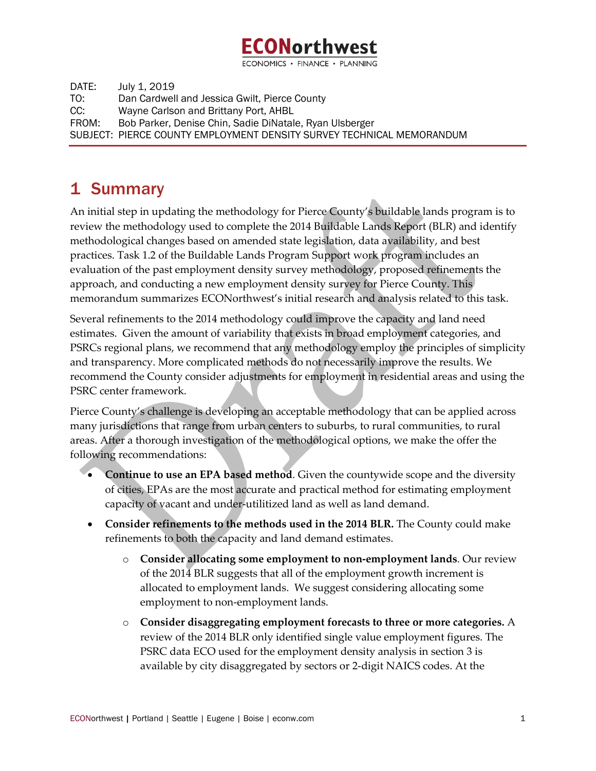**ECONorthwest**
ECONOMICS • FINANCE • PLANNING

DATE: July 1, 2019
TO: Dan Cardwell and Jessica Gwilt, Pierce County
CC: Wayne Carlson and Brittany Port, AHBL
FROM: Bob Parker, Denise Chin, Sadie DiNatale, Ryan Ulsberger
SUBJECT: PIERCE COUNTY EMPLOYMENT DENSITY SURVEY TECHNICAL MEMORANDUM

# 1 Summary

An initial step in updating the methodology for Pierce County's buildable lands program is to review the methodology used to complete the 2014 Buildable Lands Report (BLR) and identify methodological changes based on amended state legislation, data availability, and best practices. Task 1.2 of the Buildable Lands Program Support work program includes an evaluation of the past employment density survey methodology, proposed refinements the approach, and conducting a new employment density survey for Pierce County. This memorandum summarizes ECONorthwest's initial research and analysis related to this task.

Several refinements to the 2014 methodology could improve the capacity and land need estimates. Given the amount of variability that exists in broad employment categories, and PSRCs regional plans, we recommend that any methodology employ the principles of simplicity and transparency. More complicated methods do not necessarily improve the results. We recommend the County consider adjustments for employment in residential areas and using the PSRC center framework.

Pierce County's challenge is developing an acceptable methodology that can be applied across many jurisdictions that range from urban centers to suburbs, to rural communities, to rural areas. After a thorough investigation of the methodological options, we make the offer the following recommendations:

- **Continue to use an EPA based method**. Given the countywide scope and the diversity of cities, EPAs are the most accurate and practical method for estimating employment capacity of vacant and under-utilitized land as well as land demand.
- **Consider refinements to the methods used in the 2014 BLR.** The County could make refinements to both the capacity and land demand estimates.
  - **Consider allocating some employment to non-employment lands**. Our review of the 2014 BLR suggests that all of the employment growth increment is allocated to employment lands. We suggest considering allocating some employment to non-employment lands.
  - **Consider disaggregating employment forecasts to three or more categories.** A review of the 2014 BLR only identified single value employment figures. The PSRC data ECO used for the employment density analysis in section 3 is available by city disaggregated by sectors or 2-digit NAICS codes. At the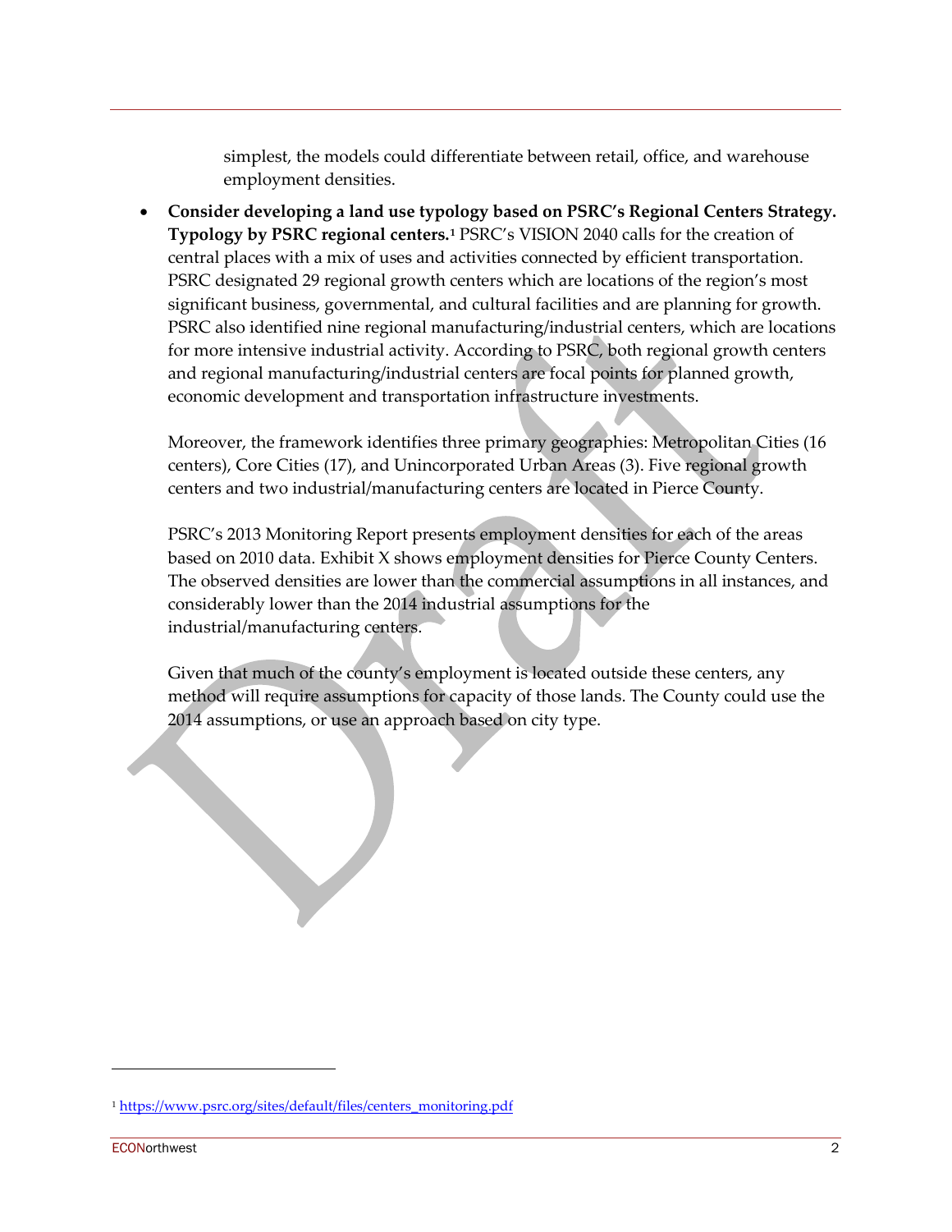simplest, the models could differentiate between retail, office, and warehouse employment densities.

- **Consider developing a land use typology based on PSRC's Regional Centers Strategy. Typology by PSRC regional centers.**[1] PSRC's VISION 2040 calls for the creation of central places with a mix of uses and activities connected by efficient transportation. PSRC designated 29 regional growth centers which are locations of the region's most significant business, governmental, and cultural facilities and are planning for growth. PSRC also identified nine regional manufacturing/industrial centers, which are locations for more intensive industrial activity. According to PSRC, both regional growth centers and regional manufacturing/industrial centers are focal points for planned growth, economic development and transportation infrastructure investments.

  Moreover, the framework identifies three primary geographies: Metropolitan Cities (16 centers), Core Cities (17), and Unincorporated Urban Areas (3). Five regional growth centers and two industrial/manufacturing centers are located in Pierce County.

  PSRC's 2013 Monitoring Report presents employment densities for each of the areas based on 2010 data. Exhibit X shows employment densities for Pierce County Centers. The observed densities are lower than the commercial assumptions in all instances, and considerably lower than the 2014 industrial assumptions for the industrial/manufacturing centers.

  Given that much of the county's employment is located outside these centers, any method will require assumptions for capacity of those lands. The County could use the 2014 assumptions, or use an approach based on city type.

---

[1] https://www.psrc.org/sites/default/files/centers_monitoring.pdf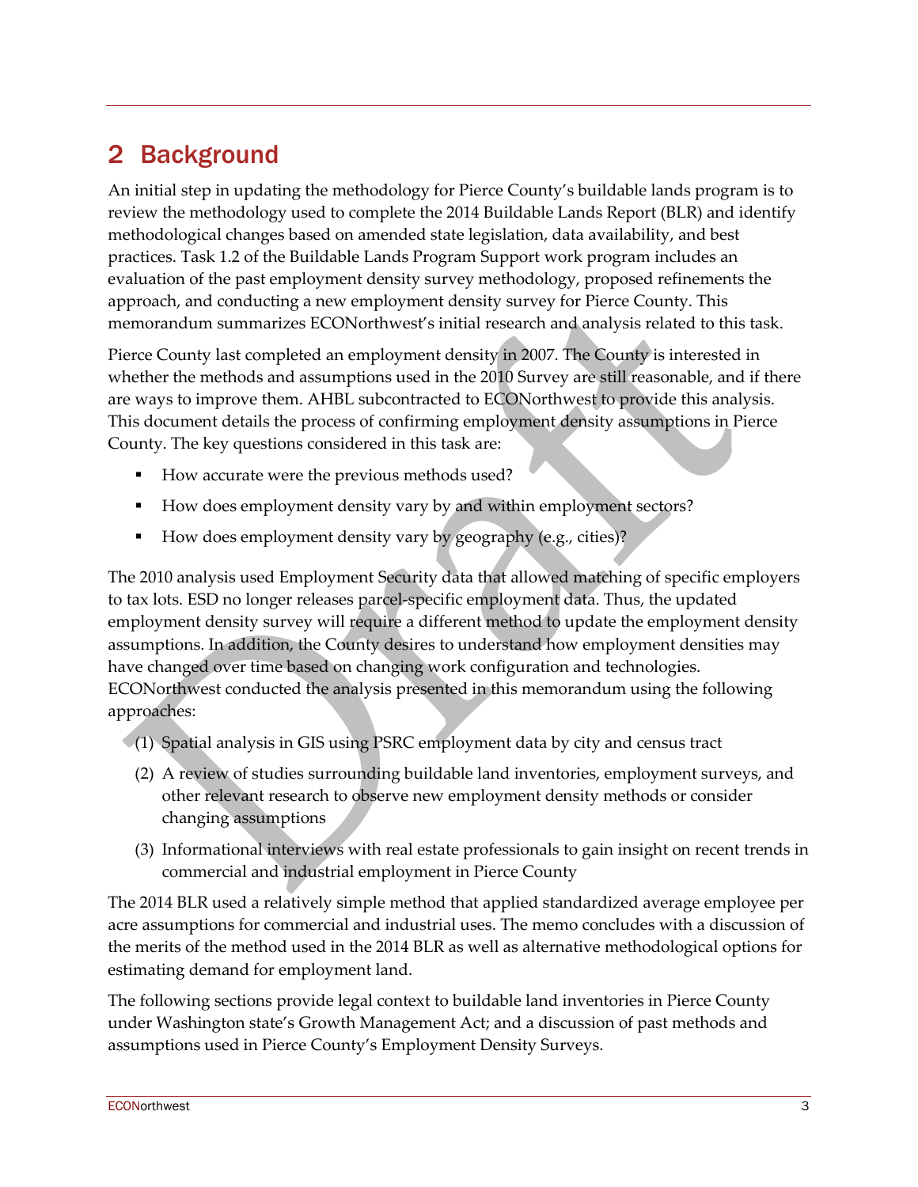# 2 Background

An initial step in updating the methodology for Pierce County's buildable lands program is to review the methodology used to complete the 2014 Buildable Lands Report (BLR) and identify methodological changes based on amended state legislation, data availability, and best practices. Task 1.2 of the Buildable Lands Program Support work program includes an evaluation of the past employment density survey methodology, proposed refinements the approach, and conducting a new employment density survey for Pierce County. This memorandum summarizes ECONorthwest's initial research and analysis related to this task.

Pierce County last completed an employment density in 2007. The County is interested in whether the methods and assumptions used in the 2010 Survey are still reasonable, and if there are ways to improve them. AHBL subcontracted to ECONorthwest to provide this analysis. This document details the process of confirming employment density assumptions in Pierce County. The key questions considered in this task are:

- How accurate were the previous methods used?
- How does employment density vary by and within employment sectors?
- How does employment density vary by geography (e.g., cities)?

The 2010 analysis used Employment Security data that allowed matching of specific employers to tax lots. ESD no longer releases parcel-specific employment data. Thus, the updated employment density survey will require a different method to update the employment density assumptions. In addition, the County desires to understand how employment densities may have changed over time based on changing work configuration and technologies. ECONorthwest conducted the analysis presented in this memorandum using the following approaches:

(1) Spatial analysis in GIS using PSRC employment data by city and census tract

(2) A review of studies surrounding buildable land inventories, employment surveys, and other relevant research to observe new employment density methods or consider changing assumptions

(3) Informational interviews with real estate professionals to gain insight on recent trends in commercial and industrial employment in Pierce County

The 2014 BLR used a relatively simple method that applied standardized average employee per acre assumptions for commercial and industrial uses. The memo concludes with a discussion of the merits of the method used in the 2014 BLR as well as alternative methodological options for estimating demand for employment land.

The following sections provide legal context to buildable land inventories in Pierce County under Washington state's Growth Management Act; and a discussion of past methods and assumptions used in Pierce County's Employment Density Surveys.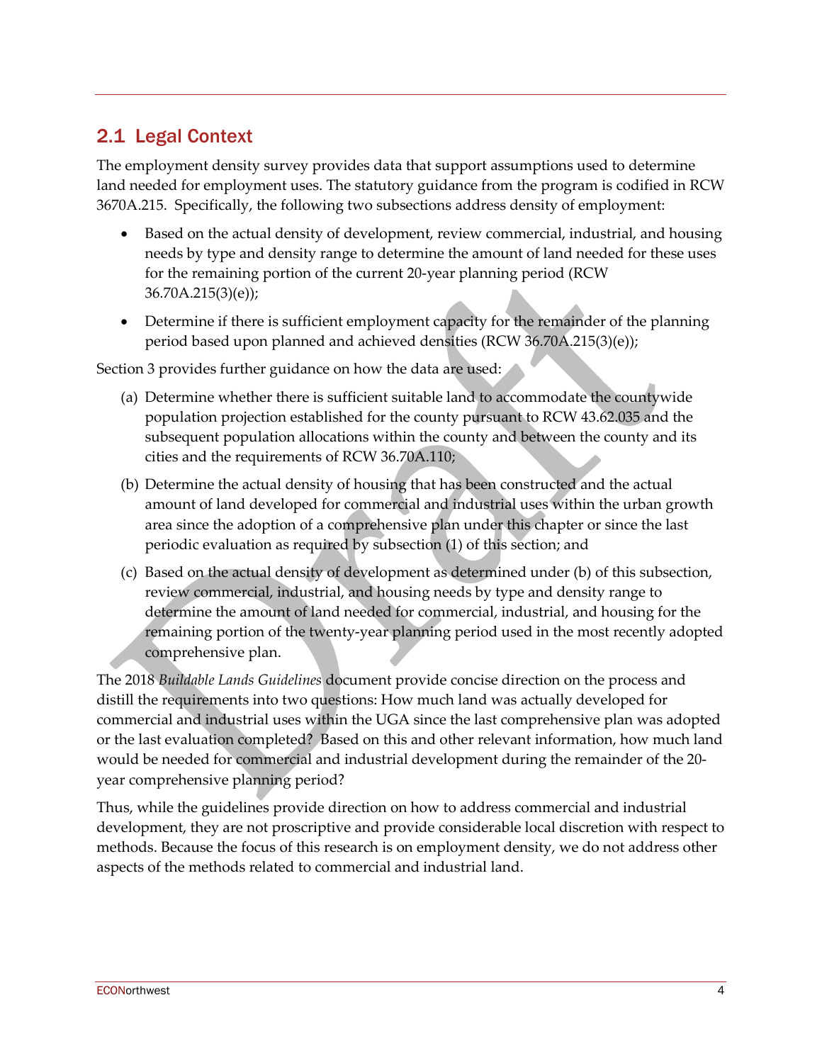## 2.1 Legal Context

The employment density survey provides data that support assumptions used to determine land needed for employment uses. The statutory guidance from the program is codified in RCW 3670A.215. Specifically, the following two subsections address density of employment:

- Based on the actual density of development, review commercial, industrial, and housing needs by type and density range to determine the amount of land needed for these uses for the remaining portion of the current 20-year planning period (RCW 36.70A.215(3)(e));
- Determine if there is sufficient employment capacity for the remainder of the planning period based upon planned and achieved densities (RCW 36.70A.215(3)(e));

Section 3 provides further guidance on how the data are used:

(a) Determine whether there is sufficient suitable land to accommodate the countywide population projection established for the county pursuant to RCW 43.62.035 and the subsequent population allocations within the county and between the county and its cities and the requirements of RCW 36.70A.110;

(b) Determine the actual density of housing that has been constructed and the actual amount of land developed for commercial and industrial uses within the urban growth area since the adoption of a comprehensive plan under this chapter or since the last periodic evaluation as required by subsection (1) of this section; and

(c) Based on the actual density of development as determined under (b) of this subsection, review commercial, industrial, and housing needs by type and density range to determine the amount of land needed for commercial, industrial, and housing for the remaining portion of the twenty-year planning period used in the most recently adopted comprehensive plan.

The 2018 *Buildable Lands Guidelines* document provide concise direction on the process and distill the requirements into two questions: How much land was actually developed for commercial and industrial uses within the UGA since the last comprehensive plan was adopted or the last evaluation completed? Based on this and other relevant information, how much land would be needed for commercial and industrial development during the remainder of the 20-year comprehensive planning period?

Thus, while the guidelines provide direction on how to address commercial and industrial development, they are not proscriptive and provide considerable local discretion with respect to methods. Because the focus of this research is on employment density, we do not address other aspects of the methods related to commercial and industrial land.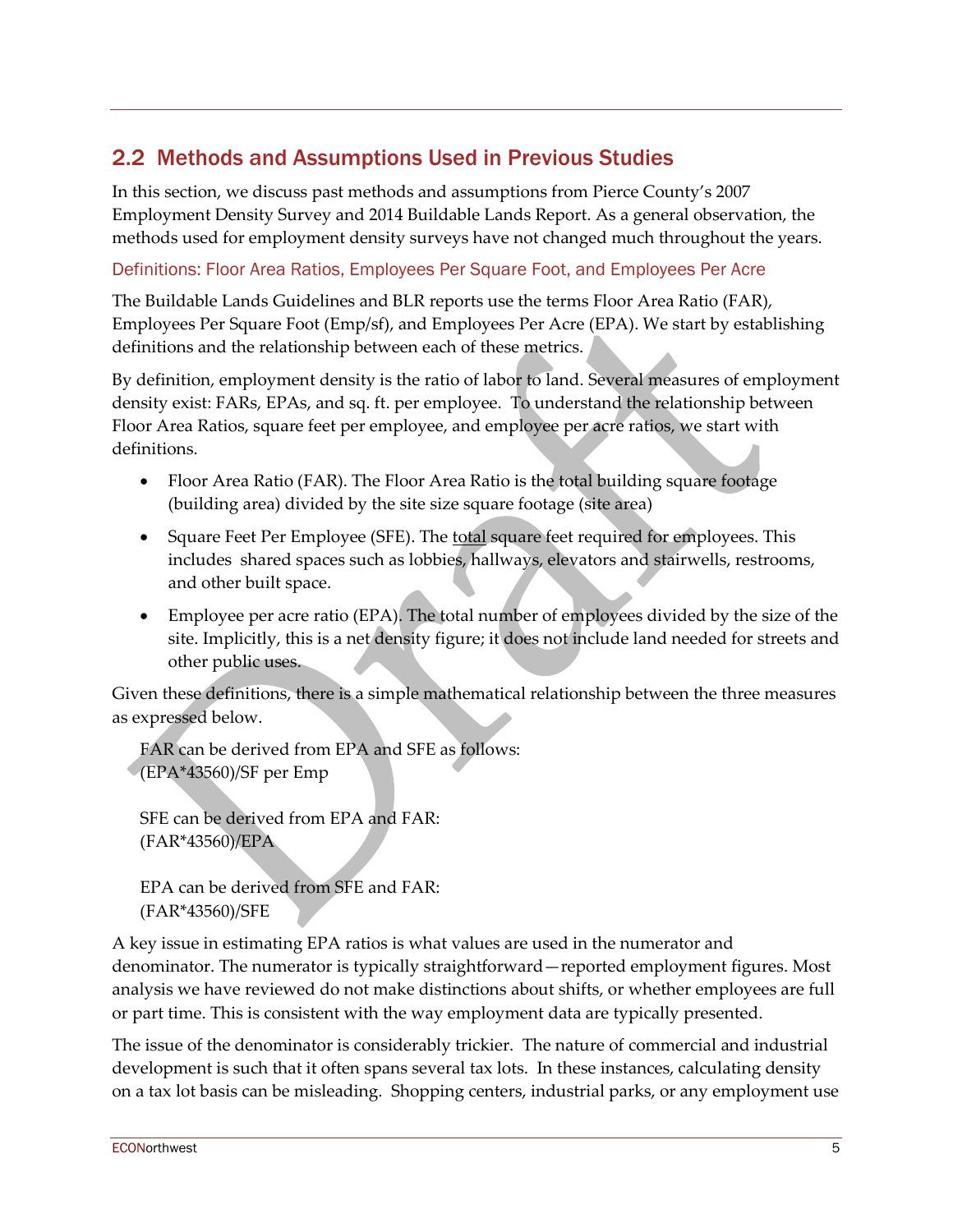## 2.2 Methods and Assumptions Used in Previous Studies

In this section, we discuss past methods and assumptions from Pierce County's 2007 Employment Density Survey and 2014 Buildable Lands Report. As a general observation, the methods used for employment density surveys have not changed much throughout the years.

### Definitions: Floor Area Ratios, Employees Per Square Foot, and Employees Per Acre

The Buildable Lands Guidelines and BLR reports use the terms Floor Area Ratio (FAR), Employees Per Square Foot (Emp/sf), and Employees Per Acre (EPA). We start by establishing definitions and the relationship between each of these metrics.

By definition, employment density is the ratio of labor to land. Several measures of employment density exist: FARs, EPAs, and sq. ft. per employee. To understand the relationship between Floor Area Ratios, square feet per employee, and employee per acre ratios, we start with definitions.

- Floor Area Ratio (FAR). The Floor Area Ratio is the total building square footage (building area) divided by the site size square footage (site area)
- Square Feet Per Employee (SFE). The total square feet required for employees. This includes shared spaces such as lobbies, hallways, elevators and stairwells, restrooms, and other built space.
- Employee per acre ratio (EPA). The total number of employees divided by the size of the site. Implicitly, this is a net density figure; it does not include land needed for streets and other public uses.

Given these definitions, there is a simple mathematical relationship between the three measures as expressed below.

FAR can be derived from EPA and SFE as follows:
(EPA*43560)/SF per Emp

SFE can be derived from EPA and FAR:
(FAR*43560)/EPA

EPA can be derived from SFE and FAR:
(FAR*43560)/SFE

A key issue in estimating EPA ratios is what values are used in the numerator and denominator. The numerator is typically straightforward—reported employment figures. Most analysis we have reviewed do not make distinctions about shifts, or whether employees are full or part time. This is consistent with the way employment data are typically presented.

The issue of the denominator is considerably trickier. The nature of commercial and industrial development is such that it often spans several tax lots. In these instances, calculating density on a tax lot basis can be misleading. Shopping centers, industrial parks, or any employment use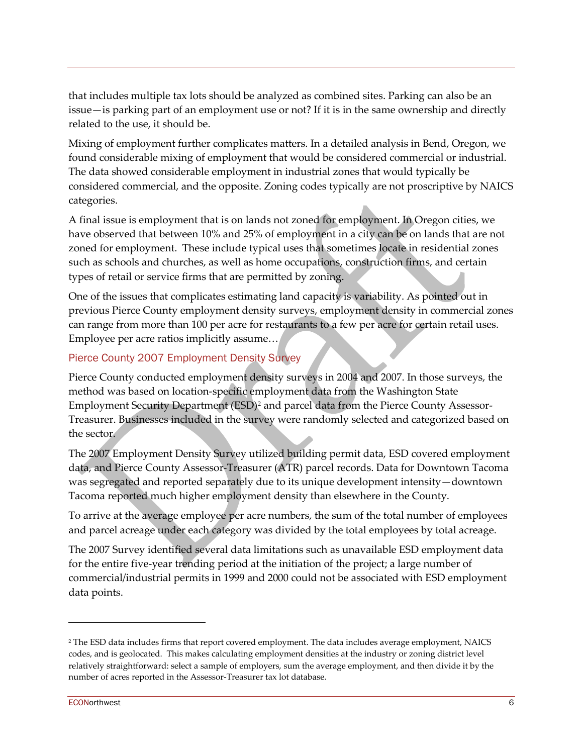that includes multiple tax lots should be analyzed as combined sites. Parking can also be an issue—is parking part of an employment use or not? If it is in the same ownership and directly related to the use, it should be.

Mixing of employment further complicates matters. In a detailed analysis in Bend, Oregon, we found considerable mixing of employment that would be considered commercial or industrial. The data showed considerable employment in industrial zones that would typically be considered commercial, and the opposite. Zoning codes typically are not proscriptive by NAICS categories.

A final issue is employment that is on lands not zoned for employment. In Oregon cities, we have observed that between 10% and 25% of employment in a city can be on lands that are not zoned for employment. These include typical uses that sometimes locate in residential zones such as schools and churches, as well as home occupations, construction firms, and certain types of retail or service firms that are permitted by zoning.

One of the issues that complicates estimating land capacity is variability. As pointed out in previous Pierce County employment density surveys, employment density in commercial zones can range from more than 100 per acre for restaurants to a few per acre for certain retail uses. Employee per acre ratios implicitly assume…

### Pierce County 2007 Employment Density Survey

Pierce County conducted employment density surveys in 2004 and 2007. In those surveys, the method was based on location-specific employment data from the Washington State Employment Security Department (ESD)[2] and parcel data from the Pierce County Assessor-Treasurer. Businesses included in the survey were randomly selected and categorized based on the sector.

The 2007 Employment Density Survey utilized building permit data, ESD covered employment data, and Pierce County Assessor-Treasurer (ATR) parcel records. Data for Downtown Tacoma was segregated and reported separately due to its unique development intensity—downtown Tacoma reported much higher employment density than elsewhere in the County.

To arrive at the average employee per acre numbers, the sum of the total number of employees and parcel acreage under each category was divided by the total employees by total acreage.

The 2007 Survey identified several data limitations such as unavailable ESD employment data for the entire five-year trending period at the initiation of the project; a large number of commercial/industrial permits in 1999 and 2000 could not be associated with ESD employment data points.

---

[2] The ESD data includes firms that report covered employment. The data includes average employment, NAICS codes, and is geolocated. This makes calculating employment densities at the industry or zoning district level relatively straightforward: select a sample of employers, sum the average employment, and then divide it by the number of acres reported in the Assessor-Treasurer tax lot database.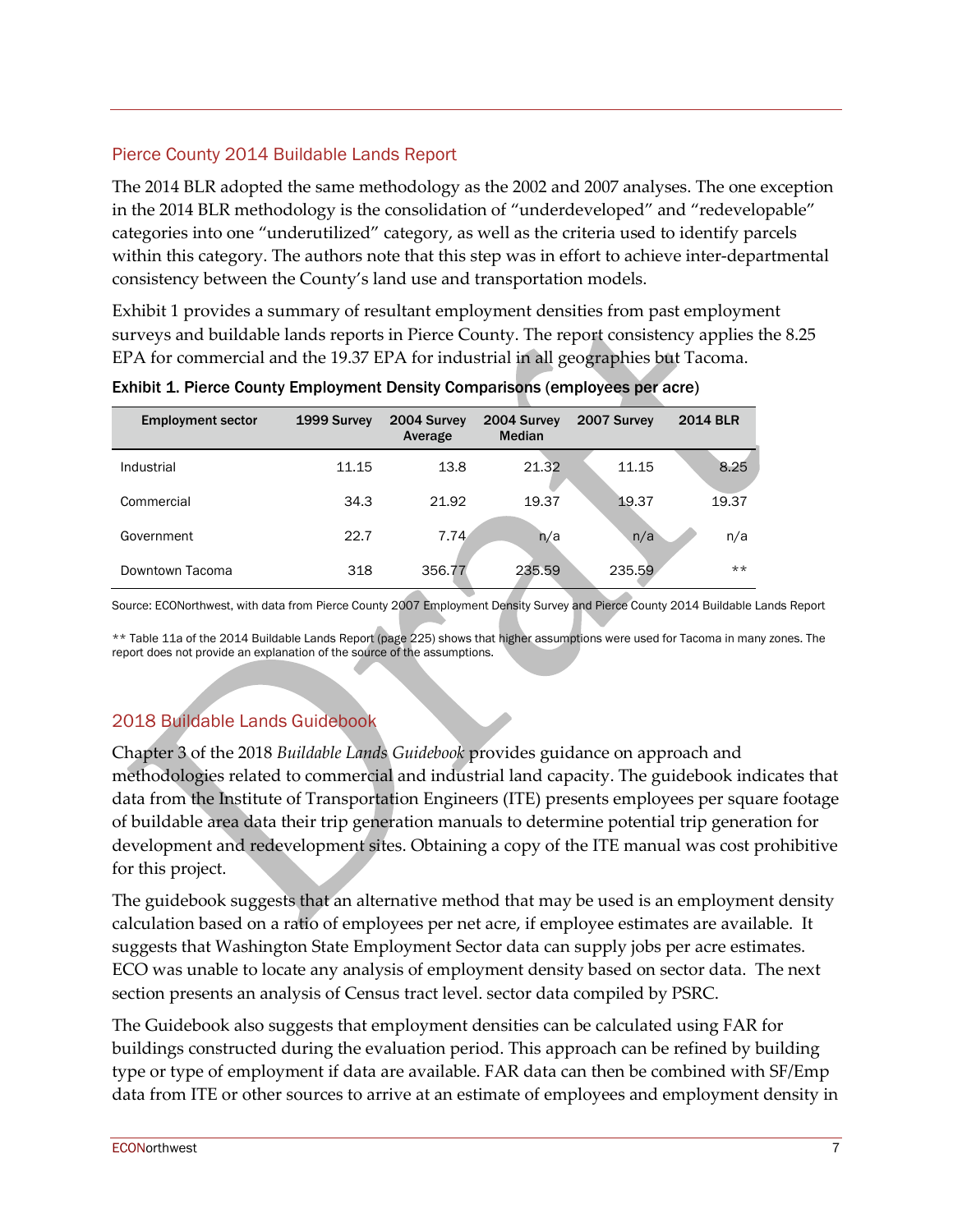## Pierce County 2014 Buildable Lands Report

The 2014 BLR adopted the same methodology as the 2002 and 2007 analyses. The one exception in the 2014 BLR methodology is the consolidation of "underdeveloped" and "redevelopable" categories into one "underutilized" category, as well as the criteria used to identify parcels within this category. The authors note that this step was in effort to achieve inter-departmental consistency between the County's land use and transportation models.

Exhibit 1 provides a summary of resultant employment densities from past employment surveys and buildable lands reports in Pierce County. The report consistency applies the 8.25 EPA for commercial and the 19.37 EPA for industrial in all geographies but Tacoma.

**Exhibit 1. Pierce County Employment Density Comparisons (employees per acre)**

| Employment sector | 1999 Survey | 2004 Survey Average | 2004 Survey Median | 2007 Survey | 2014 BLR |
|---|---|---|---|---|---|
| Industrial | 11.15 | 13.8 | 21.32 | 11.15 | 8.25 |
| Commercial | 34.3 | 21.92 | 19.37 | 19.37 | 19.37 |
| Government | 22.7 | 7.74 | n/a | n/a | n/a |
| Downtown Tacoma | 318 | 356.77 | 235.59 | 235.59 | ** |

Source: ECONorthwest, with data from Pierce County 2007 Employment Density Survey and Pierce County 2014 Buildable Lands Report

** Table 11a of the 2014 Buildable Lands Report (page 225) shows that higher assumptions were used for Tacoma in many zones. The report does not provide an explanation of the source of the assumptions.

## 2018 Buildable Lands Guidebook

Chapter 3 of the 2018 *Buildable Lands Guidebook* provides guidance on approach and methodologies related to commercial and industrial land capacity. The guidebook indicates that data from the Institute of Transportation Engineers (ITE) presents employees per square footage of buildable area data their trip generation manuals to determine potential trip generation for development and redevelopment sites. Obtaining a copy of the ITE manual was cost prohibitive for this project.

The guidebook suggests that an alternative method that may be used is an employment density calculation based on a ratio of employees per net acre, if employee estimates are available. It suggests that Washington State Employment Sector data can supply jobs per acre estimates. ECO was unable to locate any analysis of employment density based on sector data. The next section presents an analysis of Census tract level. sector data compiled by PSRC.

The Guidebook also suggests that employment densities can be calculated using FAR for buildings constructed during the evaluation period. This approach can be refined by building type or type of employment if data are available. FAR data can then be combined with SF/Emp data from ITE or other sources to arrive at an estimate of employees and employment density in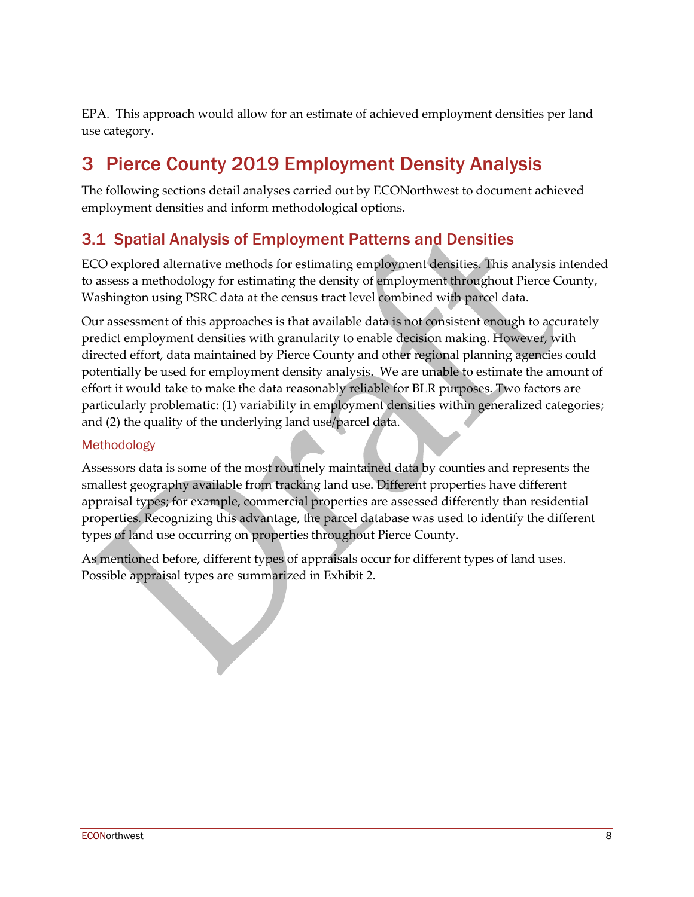EPA. This approach would allow for an estimate of achieved employment densities per land use category.

# 3 Pierce County 2019 Employment Density Analysis

The following sections detail analyses carried out by ECONorthwest to document achieved employment densities and inform methodological options.

## 3.1 Spatial Analysis of Employment Patterns and Densities

ECO explored alternative methods for estimating employment densities. This analysis intended to assess a methodology for estimating the density of employment throughout Pierce County, Washington using PSRC data at the census tract level combined with parcel data.

Our assessment of this approaches is that available data is not consistent enough to accurately predict employment densities with granularity to enable decision making. However, with directed effort, data maintained by Pierce County and other regional planning agencies could potentially be used for employment density analysis. We are unable to estimate the amount of effort it would take to make the data reasonably reliable for BLR purposes. Two factors are particularly problematic: (1) variability in employment densities within generalized categories; and (2) the quality of the underlying land use/parcel data.

### Methodology

Assessors data is some of the most routinely maintained data by counties and represents the smallest geography available from tracking land use. Different properties have different appraisal types; for example, commercial properties are assessed differently than residential properties. Recognizing this advantage, the parcel database was used to identify the different types of land use occurring on properties throughout Pierce County.

As mentioned before, different types of appraisals occur for different types of land uses. Possible appraisal types are summarized in Exhibit 2.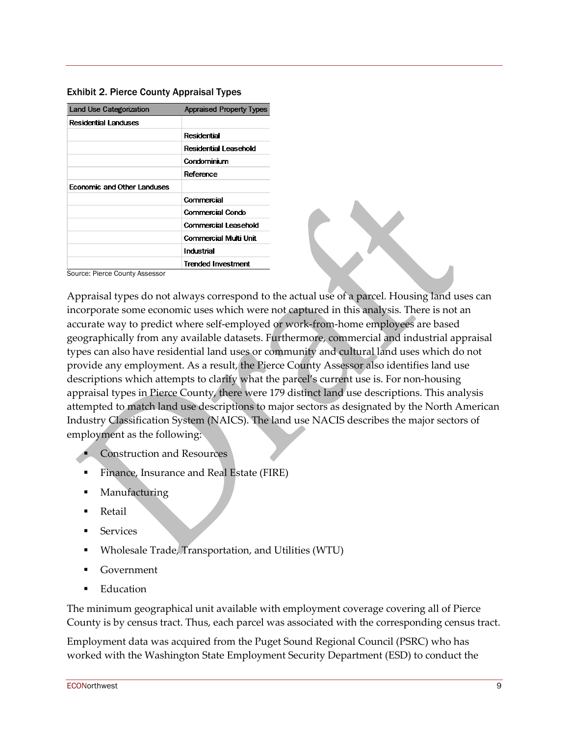Exhibit 2. Pierce County Appraisal Types

| Land Use Categorization | Appraised Property Types |
|---|---|
| Residential Landuses | |
| | Residential |
| | Residential Leasehold |
| | Condominium |
| | Reference |
| Economic and Other Landuses | |
| | Commercial |
| | Commercial Condo |
| | Commercial Leasehold |
| | Commercial Multi Unit |
| | Industrial |
| | Trended Investment |

Source: Pierce County Assessor

Appraisal types do not always correspond to the actual use of a parcel. Housing land uses can incorporate some economic uses which were not captured in this analysis. There is not an accurate way to predict where self-employed or work-from-home employees are based geographically from any available datasets. Furthermore, commercial and industrial appraisal types can also have residential land uses or community and cultural land uses which do not provide any employment. As a result, the Pierce County Assessor also identifies land use descriptions which attempts to clarify what the parcel's current use is. For non-housing appraisal types in Pierce County, there were 179 distinct land use descriptions. This analysis attempted to match land use descriptions to major sectors as designated by the North American Industry Classification System (NAICS). The land use NACIS describes the major sectors of employment as the following:

- Construction and Resources
- Finance, Insurance and Real Estate (FIRE)
- Manufacturing
- Retail
- Services
- Wholesale Trade, Transportation, and Utilities (WTU)
- Government
- Education

The minimum geographical unit available with employment coverage covering all of Pierce County is by census tract. Thus, each parcel was associated with the corresponding census tract.

Employment data was acquired from the Puget Sound Regional Council (PSRC) who has worked with the Washington State Employment Security Department (ESD) to conduct the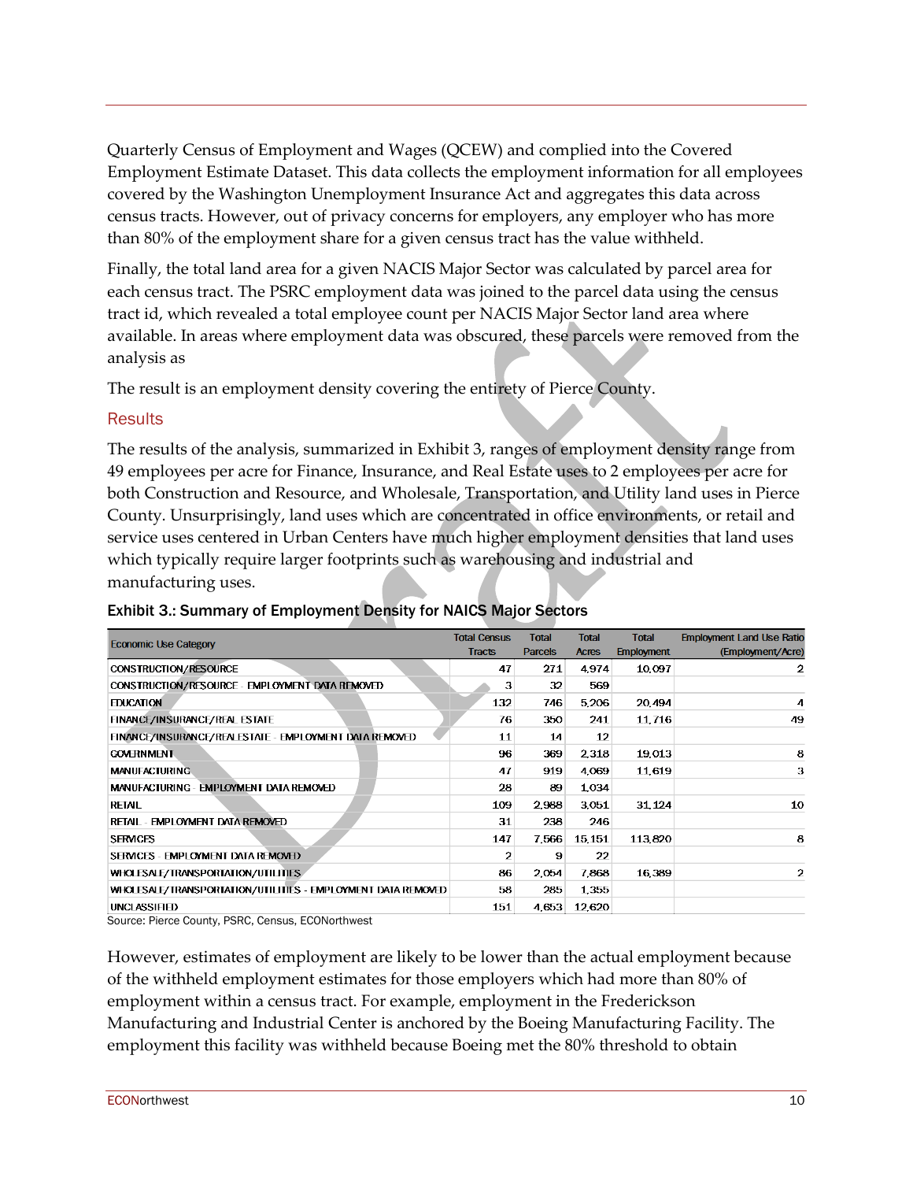Quarterly Census of Employment and Wages (QCEW) and complied into the Covered Employment Estimate Dataset. This data collects the employment information for all employees covered by the Washington Unemployment Insurance Act and aggregates this data across census tracts. However, out of privacy concerns for employers, any employer who has more than 80% of the employment share for a given census tract has the value withheld.

Finally, the total land area for a given NACIS Major Sector was calculated by parcel area for each census tract. The PSRC employment data was joined to the parcel data using the census tract id, which revealed a total employee count per NACIS Major Sector land area where available. In areas where employment data was obscured, these parcels were removed from the analysis as

The result is an employment density covering the entirety of Pierce County.

## Results

The results of the analysis, summarized in Exhibit 3, ranges of employment density range from 49 employees per acre for Finance, Insurance, and Real Estate uses to 2 employees per acre for both Construction and Resource, and Wholesale, Transportation, and Utility land uses in Pierce County. Unsurprisingly, land uses which are concentrated in office environments, or retail and service uses centered in Urban Centers have much higher employment densities that land uses which typically require larger footprints such as warehousing and industrial and manufacturing uses.

**Exhibit 3.: Summary of Employment Density for NAICS Major Sectors**

| Economic Use Category | Total Census Tracts | Total Parcels | Total Acres | Total Employment | Employment Land Use Ratio (Employment/Acre) |
|---|---|---|---|---|---|
| CONSTRUCTION/RESOURCE | 47 | 271 | 4,974 | 10,097 | 2 |
| CONSTRUCTION/RESOURCE - EMPLOYMENT DATA REMOVED | 3 | 32 | 569 | | |
| EDUCATION | 132 | 746 | 5,206 | 20,494 | 4 |
| FINANCE/INSURANCE/REAL ESTATE | 76 | 350 | 241 | 11,716 | 49 |
| FINANCE/INSURANCE/REAL ESTATE - EMPLOYMENT DATA REMOVED | 11 | 14 | 12 | | |
| GOVERNMENT | 96 | 369 | 2,318 | 19,013 | 8 |
| MANUFACTURING | 47 | 919 | 4,069 | 11,619 | 3 |
| MANUFACTURING - EMPLOYMENT DATA REMOVED | 28 | 89 | 1,034 | | |
| RETAIL | 109 | 2,988 | 3,051 | 31,124 | 10 |
| RETAIL - EMPLOYMENT DATA REMOVED | 31 | 238 | 246 | | |
| SERVICES | 147 | 7,566 | 15,151 | 113,820 | 8 |
| SERVICES - EMPLOYMENT DATA REMOVED | 2 | 9 | 22 | | |
| WHOLESALE/TRANSPORTATION/UTILITIES | 86 | 2,054 | 7,868 | 16,389 | 2 |
| WHOLESALE/TRANSPORTATION/UTILITIES - EMPLOYMENT DATA REMOVED | 58 | 285 | 1,355 | | |
| UNCLASSIFIED | 151 | 4,653 | 12,620 | | |

Source: Pierce County, PSRC, Census, ECONorthwest

However, estimates of employment are likely to be lower than the actual employment because of the withheld employment estimates for those employers which had more than 80% of employment within a census tract. For example, employment in the Frederickson Manufacturing and Industrial Center is anchored by the Boeing Manufacturing Facility. The employment this facility was withheld because Boeing met the 80% threshold to obtain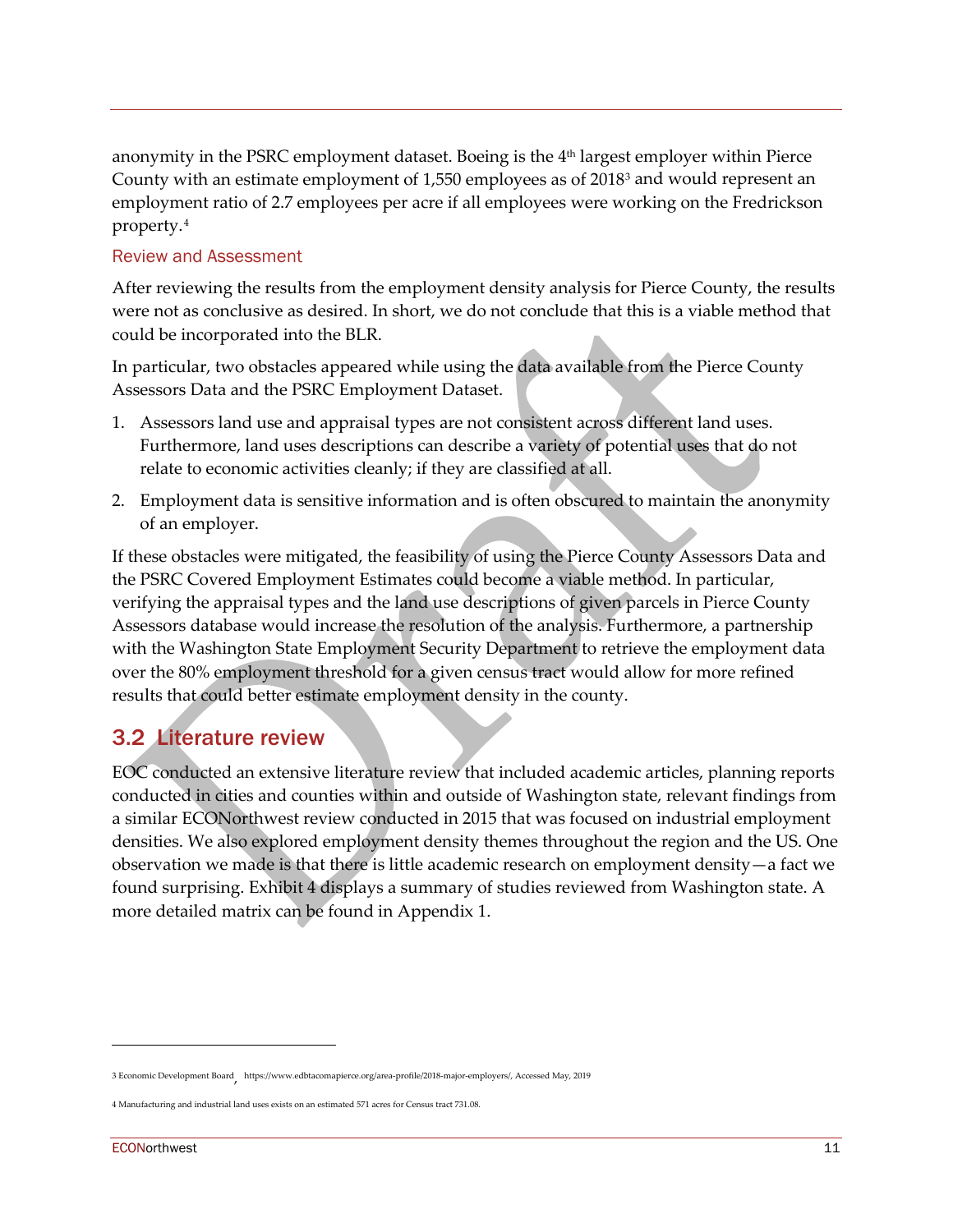anonymity in the PSRC employment dataset. Boeing is the 4th largest employer within Pierce County with an estimate employment of 1,550 employees as of 2018[3] and would represent an employment ratio of 2.7 employees per acre if all employees were working on the Fredrickson property.[4]

### Review and Assessment

After reviewing the results from the employment density analysis for Pierce County, the results were not as conclusive as desired. In short, we do not conclude that this is a viable method that could be incorporated into the BLR.

In particular, two obstacles appeared while using the data available from the Pierce County Assessors Data and the PSRC Employment Dataset.

1. Assessors land use and appraisal types are not consistent across different land uses. Furthermore, land uses descriptions can describe a variety of potential uses that do not relate to economic activities cleanly; if they are classified at all.
2. Employment data is sensitive information and is often obscured to maintain the anonymity of an employer.

If these obstacles were mitigated, the feasibility of using the Pierce County Assessors Data and the PSRC Covered Employment Estimates could become a viable method. In particular, verifying the appraisal types and the land use descriptions of given parcels in Pierce County Assessors database would increase the resolution of the analysis. Furthermore, a partnership with the Washington State Employment Security Department to retrieve the employment data over the 80% employment threshold for a given census tract would allow for more refined results that could better estimate employment density in the county.

## 3.2 Literature review

EOC conducted an extensive literature review that included academic articles, planning reports conducted in cities and counties within and outside of Washington state, relevant findings from a similar ECONorthwest review conducted in 2015 that was focused on industrial employment densities. We also explored employment density themes throughout the region and the US. One observation we made is that there is little academic research on employment density—a fact we found surprising. Exhibit 4 displays a summary of studies reviewed from Washington state. A more detailed matrix can be found in Appendix 1.

---

3 Economic Development Board, https://www.edbtacomapierce.org/area-profile/2018-major-employers/, Accessed May, 2019

4 Manufacturing and industrial land uses exists on an estimated 571 acres for Census tract 731.08.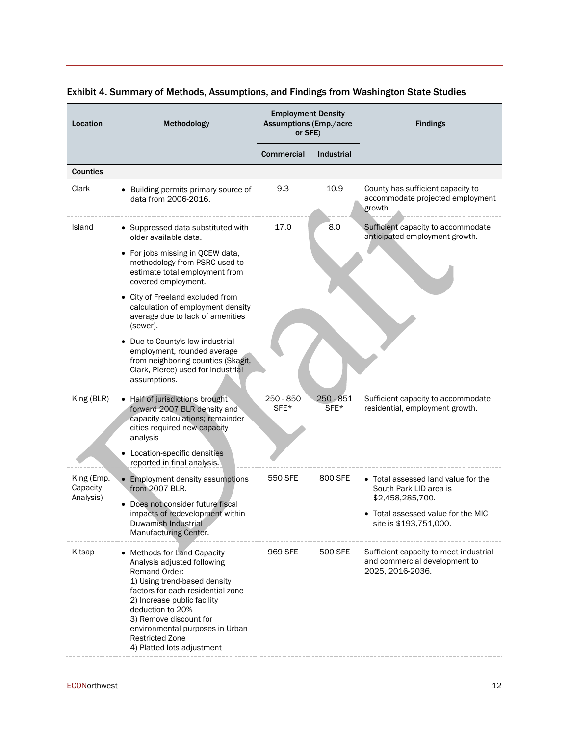## Exhibit 4. Summary of Methods, Assumptions, and Findings from Washington State Studies

| Location | Methodology | Employment Density Assumptions (Emp./acre or SFE) | | Findings |
|---|---|---|---|---|
| | | Commercial | Industrial | |
| **Counties** | | | | |
| Clark | • Building permits primary source of data from 2006-2016. | 9.3 | 10.9 | County has sufficient capacity to accommodate projected employment growth. |
| Island | • Suppressed data substituted with older available data.<br>• For jobs missing in QCEW data, methodology from PSRC used to estimate total employment from covered employment.<br>• City of Freeland excluded from calculation of employment density average due to lack of amenities (sewer).<br>• Due to County's low industrial employment, rounded average from neighboring counties (Skagit, Clark, Pierce) used for industrial assumptions. | 17.0 | 8.0 | Sufficient capacity to accommodate anticipated employment growth. |
| King (BLR) | • Half of jurisdictions brought forward 2007 BLR density and capacity calculations; remainder cities required new capacity analysis<br>• Location-specific densities reported in final analysis. | 250 - 850 SFE* | 250 - 851 SFE* | Sufficient capacity to accommodate residential, employment growth. |
| King (Emp. Capacity Analysis) | • Employment density assumptions from 2007 BLR.<br>• Does not consider future fiscal impacts of redevelopment within Duwamish Industrial Manufacturing Center. | 550 SFE | 800 SFE | • Total assessed land value for the South Park LID area is $2,458,285,700.<br>• Total assessed value for the MIC site is $193,751,000. |
| Kitsap | • Methods for Land Capacity Analysis adjusted following Remand Order:<br>1) Using trend-based density factors for each residential zone<br>2) Increase public facility deduction to 20%<br>3) Remove discount for environmental purposes in Urban Restricted Zone<br>4) Platted lots adjustment | 969 SFE | 500 SFE | Sufficient capacity to meet industrial and commercial development to 2025, 2016-2036. |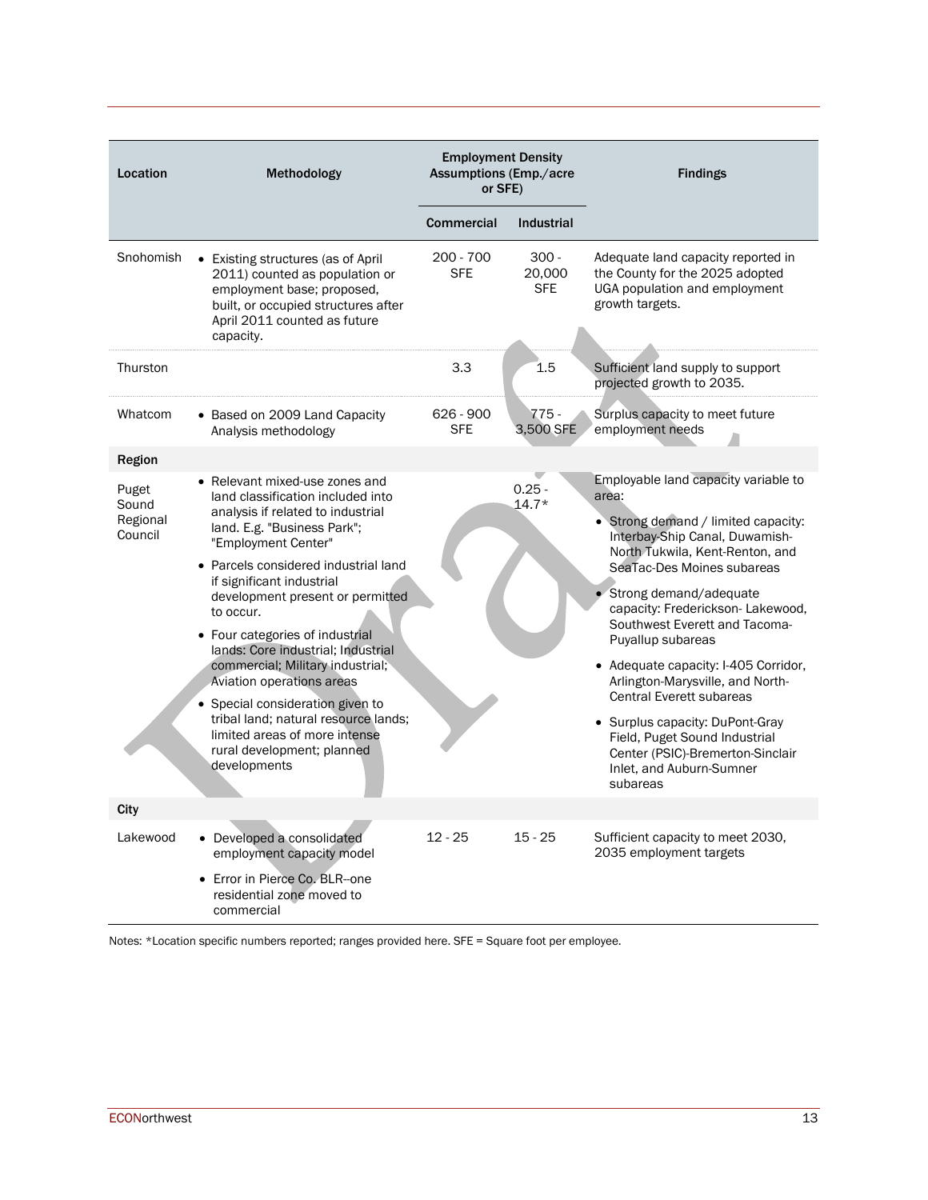| Location | Methodology | Employment Density Assumptions (Emp./acre or SFE) | | Findings |
|---|---|---|---|---|
| | | Commercial | Industrial | |
| Snohomish | • Existing structures (as of April 2011) counted as population or employment base; proposed, built, or occupied structures after April 2011 counted as future capacity. | 200 - 700 SFE | 300 - 20,000 SFE | Adequate land capacity reported in the County for the 2025 adopted UGA population and employment growth targets. |
| Thurston | | 3.3 | 1.5 | Sufficient land supply to support projected growth to 2035. |
| Whatcom | • Based on 2009 Land Capacity Analysis methodology | 626 - 900 SFE | 775 - 3,500 SFE | Surplus capacity to meet future employment needs |
| **Region** | | | | |
| Puget Sound Regional Council | • Relevant mixed-use zones and land classification included into analysis if related to industrial land. E.g. "Business Park"; "Employment Center"<br>• Parcels considered industrial land if significant industrial development present or permitted to occur.<br>• Four categories of industrial lands: Core industrial; Industrial commercial; Military industrial; Aviation operations areas<br>• Special consideration given to tribal land; natural resource lands; limited areas of more intense rural development; planned developments | | 0.25 - 14.7* | Employable land capacity variable to area:<br>• Strong demand / limited capacity: Interbay-Ship Canal, Duwamish-North Tukwila, Kent-Renton, and SeaTac-Des Moines subareas<br>• Strong demand/adequate capacity: Frederickson- Lakewood, Southwest Everett and Tacoma-Puyallup subareas<br>• Adequate capacity: I-405 Corridor, Arlington-Marysville, and North-Central Everett subareas<br>• Surplus capacity: DuPont-Gray Field, Puget Sound Industrial Center (PSIC)-Bremerton-Sinclair Inlet, and Auburn-Sumner subareas |
| **City** | | | | |
| Lakewood | • Developed a consolidated employment capacity model<br>• Error in Pierce Co. BLR--one residential zone moved to commercial | 12 - 25 | 15 - 25 | Sufficient capacity to meet 2030, 2035 employment targets |

Notes: *Location specific numbers reported; ranges provided here. SFE = Square foot per employee.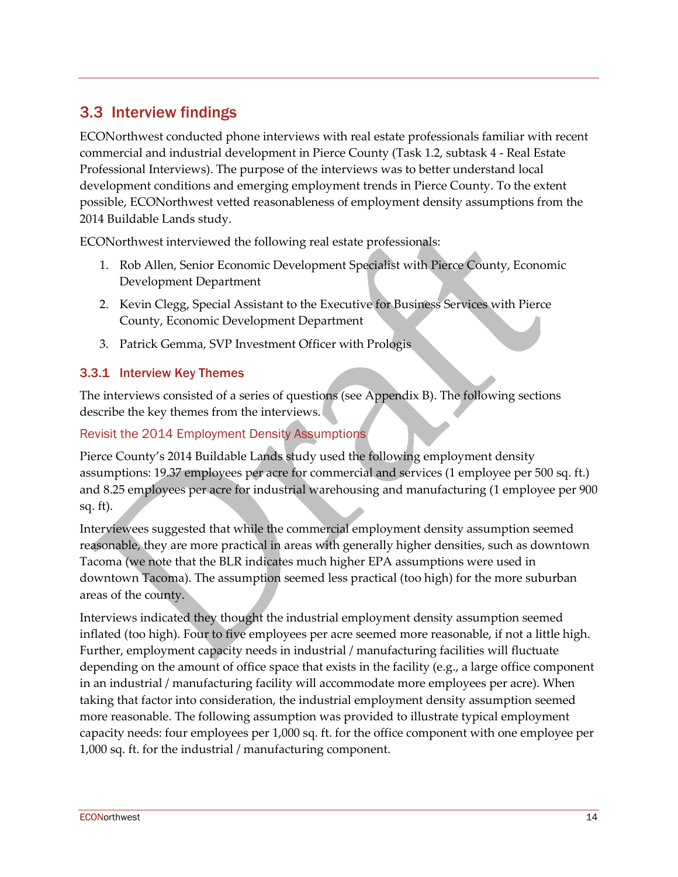## 3.3 Interview findings

ECONorthwest conducted phone interviews with real estate professionals familiar with recent commercial and industrial development in Pierce County (Task 1.2, subtask 4 - Real Estate Professional Interviews). The purpose of the interviews was to better understand local development conditions and emerging employment trends in Pierce County. To the extent possible, ECONorthwest vetted reasonableness of employment density assumptions from the 2014 Buildable Lands study.

ECONorthwest interviewed the following real estate professionals:

1. Rob Allen, Senior Economic Development Specialist with Pierce County, Economic Development Department
2. Kevin Clegg, Special Assistant to the Executive for Business Services with Pierce County, Economic Development Department
3. Patrick Gemma, SVP Investment Officer with Prologis

### 3.3.1 Interview Key Themes

The interviews consisted of a series of questions (see Appendix B). The following sections describe the key themes from the interviews.

#### Revisit the 2014 Employment Density Assumptions

Pierce County's 2014 Buildable Lands study used the following employment density assumptions: 19.37 employees per acre for commercial and services (1 employee per 500 sq. ft.) and 8.25 employees per acre for industrial warehousing and manufacturing (1 employee per 900 sq. ft).

Interviewees suggested that while the commercial employment density assumption seemed reasonable, they are more practical in areas with generally higher densities, such as downtown Tacoma (we note that the BLR indicates much higher EPA assumptions were used in downtown Tacoma). The assumption seemed less practical (too high) for the more suburban areas of the county.

Interviews indicated they thought the industrial employment density assumption seemed inflated (too high). Four to five employees per acre seemed more reasonable, if not a little high. Further, employment capacity needs in industrial / manufacturing facilities will fluctuate depending on the amount of office space that exists in the facility (e.g., a large office component in an industrial / manufacturing facility will accommodate more employees per acre). When taking that factor into consideration, the industrial employment density assumption seemed more reasonable. The following assumption was provided to illustrate typical employment capacity needs: four employees per 1,000 sq. ft. for the office component with one employee per 1,000 sq. ft. for the industrial / manufacturing component.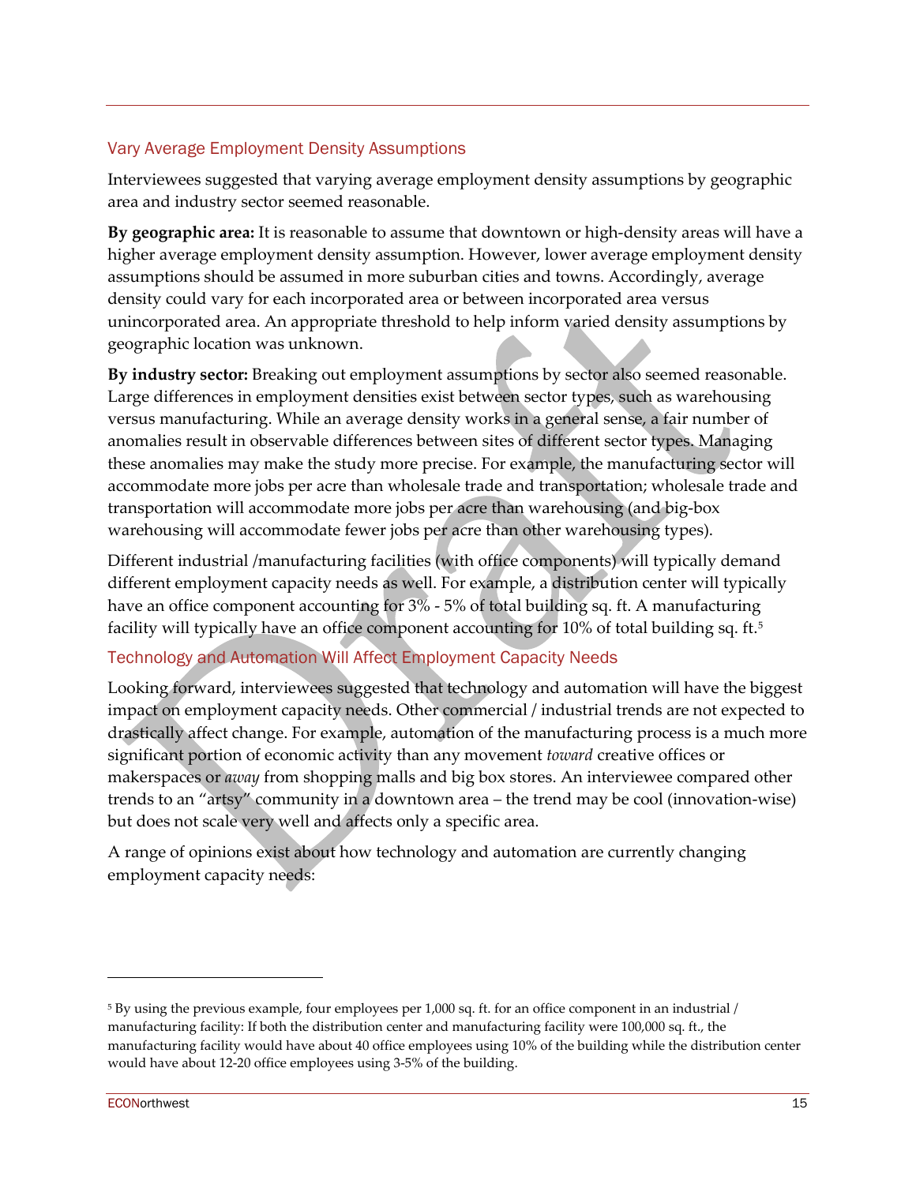## Vary Average Employment Density Assumptions

Interviewees suggested that varying average employment density assumptions by geographic area and industry sector seemed reasonable.

**By geographic area:** It is reasonable to assume that downtown or high-density areas will have a higher average employment density assumption. However, lower average employment density assumptions should be assumed in more suburban cities and towns. Accordingly, average density could vary for each incorporated area or between incorporated area versus unincorporated area. An appropriate threshold to help inform varied density assumptions by geographic location was unknown.

**By industry sector:** Breaking out employment assumptions by sector also seemed reasonable. Large differences in employment densities exist between sector types, such as warehousing versus manufacturing. While an average density works in a general sense, a fair number of anomalies result in observable differences between sites of different sector types. Managing these anomalies may make the study more precise. For example, the manufacturing sector will accommodate more jobs per acre than wholesale trade and transportation; wholesale trade and transportation will accommodate more jobs per acre than warehousing (and big-box warehousing will accommodate fewer jobs per acre than other warehousing types).

Different industrial /manufacturing facilities (with office components) will typically demand different employment capacity needs as well. For example, a distribution center will typically have an office component accounting for 3% - 5% of total building sq. ft. A manufacturing facility will typically have an office component accounting for 10% of total building sq. ft.[5]

## Technology and Automation Will Affect Employment Capacity Needs

Looking forward, interviewees suggested that technology and automation will have the biggest impact on employment capacity needs. Other commercial / industrial trends are not expected to drastically affect change. For example, automation of the manufacturing process is a much more significant portion of economic activity than any movement *toward* creative offices or makerspaces or *away* from shopping malls and big box stores. An interviewee compared other trends to an "artsy" community in a downtown area – the trend may be cool (innovation-wise) but does not scale very well and affects only a specific area.

A range of opinions exist about how technology and automation are currently changing employment capacity needs:

---

[5] By using the previous example, four employees per 1,000 sq. ft. for an office component in an industrial / manufacturing facility: If both the distribution center and manufacturing facility were 100,000 sq. ft., the manufacturing facility would have about 40 office employees using 10% of the building while the distribution center would have about 12-20 office employees using 3-5% of the building.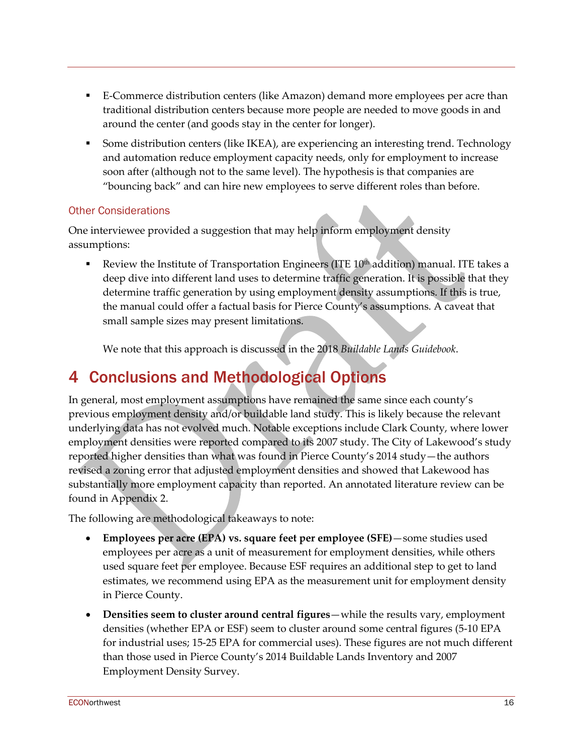- E-Commerce distribution centers (like Amazon) demand more employees per acre than traditional distribution centers because more people are needed to move goods in and around the center (and goods stay in the center for longer).
- Some distribution centers (like IKEA), are experiencing an interesting trend. Technology and automation reduce employment capacity needs, only for employment to increase soon after (although not to the same level). The hypothesis is that companies are "bouncing back" and can hire new employees to serve different roles than before.

### Other Considerations

One interviewee provided a suggestion that may help inform employment density assumptions:

- Review the Institute of Transportation Engineers (ITE 10th addition) manual. ITE takes a deep dive into different land uses to determine traffic generation. It is possible that they determine traffic generation by using employment density assumptions. If this is true, the manual could offer a factual basis for Pierce County's assumptions. A caveat that small sample sizes may present limitations.

  We note that this approach is discussed in the 2018 *Buildable Lands Guidebook*.

# 4 Conclusions and Methodological Options

In general, most employment assumptions have remained the same since each county's previous employment density and/or buildable land study. This is likely because the relevant underlying data has not evolved much. Notable exceptions include Clark County, where lower employment densities were reported compared to its 2007 study. The City of Lakewood's study reported higher densities than what was found in Pierce County's 2014 study—the authors revised a zoning error that adjusted employment densities and showed that Lakewood has substantially more employment capacity than reported. An annotated literature review can be found in Appendix 2.

The following are methodological takeaways to note:

- **Employees per acre (EPA) vs. square feet per employee (SFE)**—some studies used employees per acre as a unit of measurement for employment densities, while others used square feet per employee. Because ESF requires an additional step to get to land estimates, we recommend using EPA as the measurement unit for employment density in Pierce County.
- **Densities seem to cluster around central figures**—while the results vary, employment densities (whether EPA or ESF) seem to cluster around some central figures (5-10 EPA for industrial uses; 15-25 EPA for commercial uses). These figures are not much different than those used in Pierce County's 2014 Buildable Lands Inventory and 2007 Employment Density Survey.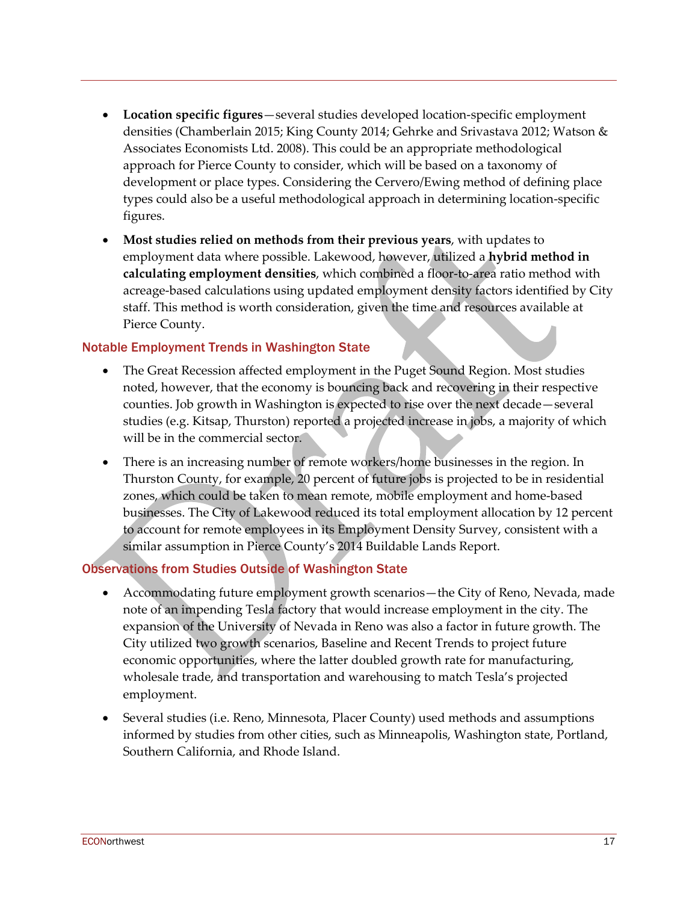- **Location specific figures**—several studies developed location-specific employment densities (Chamberlain 2015; King County 2014; Gehrke and Srivastava 2012; Watson & Associates Economists Ltd. 2008). This could be an appropriate methodological approach for Pierce County to consider, which will be based on a taxonomy of development or place types. Considering the Cervero/Ewing method of defining place types could also be a useful methodological approach in determining location-specific figures.
- **Most studies relied on methods from their previous years**, with updates to employment data where possible. Lakewood, however, utilized a **hybrid method in calculating employment densities**, which combined a floor-to-area ratio method with acreage-based calculations using updated employment density factors identified by City staff. This method is worth consideration, given the time and resources available at Pierce County.

### Notable Employment Trends in Washington State

- The Great Recession affected employment in the Puget Sound Region. Most studies noted, however, that the economy is bouncing back and recovering in their respective counties. Job growth in Washington is expected to rise over the next decade—several studies (e.g. Kitsap, Thurston) reported a projected increase in jobs, a majority of which will be in the commercial sector.
- There is an increasing number of remote workers/home businesses in the region. In Thurston County, for example, 20 percent of future jobs is projected to be in residential zones, which could be taken to mean remote, mobile employment and home-based businesses. The City of Lakewood reduced its total employment allocation by 12 percent to account for remote employees in its Employment Density Survey, consistent with a similar assumption in Pierce County's 2014 Buildable Lands Report.

### Observations from Studies Outside of Washington State

- Accommodating future employment growth scenarios—the City of Reno, Nevada, made note of an impending Tesla factory that would increase employment in the city. The expansion of the University of Nevada in Reno was also a factor in future growth. The City utilized two growth scenarios, Baseline and Recent Trends to project future economic opportunities, where the latter doubled growth rate for manufacturing, wholesale trade, and transportation and warehousing to match Tesla's projected employment.
- Several studies (i.e. Reno, Minnesota, Placer County) used methods and assumptions informed by studies from other cities, such as Minneapolis, Washington state, Portland, Southern California, and Rhode Island.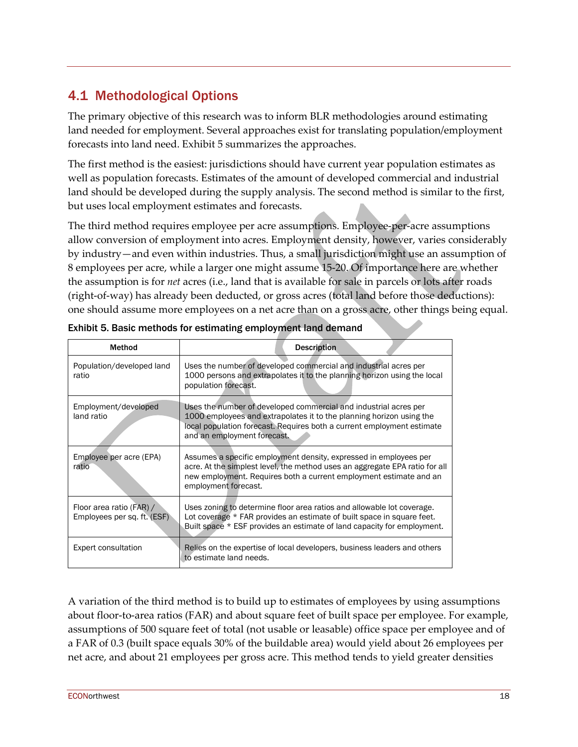## 4.1 Methodological Options

The primary objective of this research was to inform BLR methodologies around estimating land needed for employment. Several approaches exist for translating population/employment forecasts into land need. Exhibit 5 summarizes the approaches.

The first method is the easiest: jurisdictions should have current year population estimates as well as population forecasts. Estimates of the amount of developed commercial and industrial land should be developed during the supply analysis. The second method is similar to the first, but uses local employment estimates and forecasts.

The third method requires employee per acre assumptions. Employee-per-acre assumptions allow conversion of employment into acres. Employment density, however, varies considerably by industry—and even within industries. Thus, a small jurisdiction might use an assumption of 8 employees per acre, while a larger one might assume 15-20. Of importance here are whether the assumption is for *net* acres (i.e., land that is available for sale in parcels or lots after roads (right-of-way) has already been deducted, or gross acres (total land before those deductions): one should assume more employees on a net acre than on a gross acre, other things being equal.

**Exhibit 5. Basic methods for estimating employment land demand**

| Method | Description |
|---|---|
| Population/developed land ratio | Uses the number of developed commercial and industrial acres per 1000 persons and extrapolates it to the planning horizon using the local population forecast. |
| Employment/developed land ratio | Uses the number of developed commercial and industrial acres per 1000 employees and extrapolates it to the planning horizon using the local population forecast. Requires both a current employment estimate and an employment forecast. |
| Employee per acre (EPA) ratio | Assumes a specific employment density, expressed in employees per acre. At the simplest level, the method uses an aggregate EPA ratio for all new employment. Requires both a current employment estimate and an employment forecast. |
| Floor area ratio (FAR) / Employees per sq. ft. (ESF) | Uses zoning to determine floor area ratios and allowable lot coverage. Lot coverage * FAR provides an estimate of built space in square feet. Built space * ESF provides an estimate of land capacity for employment. |
| Expert consultation | Relies on the expertise of local developers, business leaders and others to estimate land needs. |

A variation of the third method is to build up to estimates of employees by using assumptions about floor-to-area ratios (FAR) and about square feet of built space per employee. For example, assumptions of 500 square feet of total (not usable or leasable) office space per employee and of a FAR of 0.3 (built space equals 30% of the buildable area) would yield about 26 employees per net acre, and about 21 employees per gross acre. This method tends to yield greater densities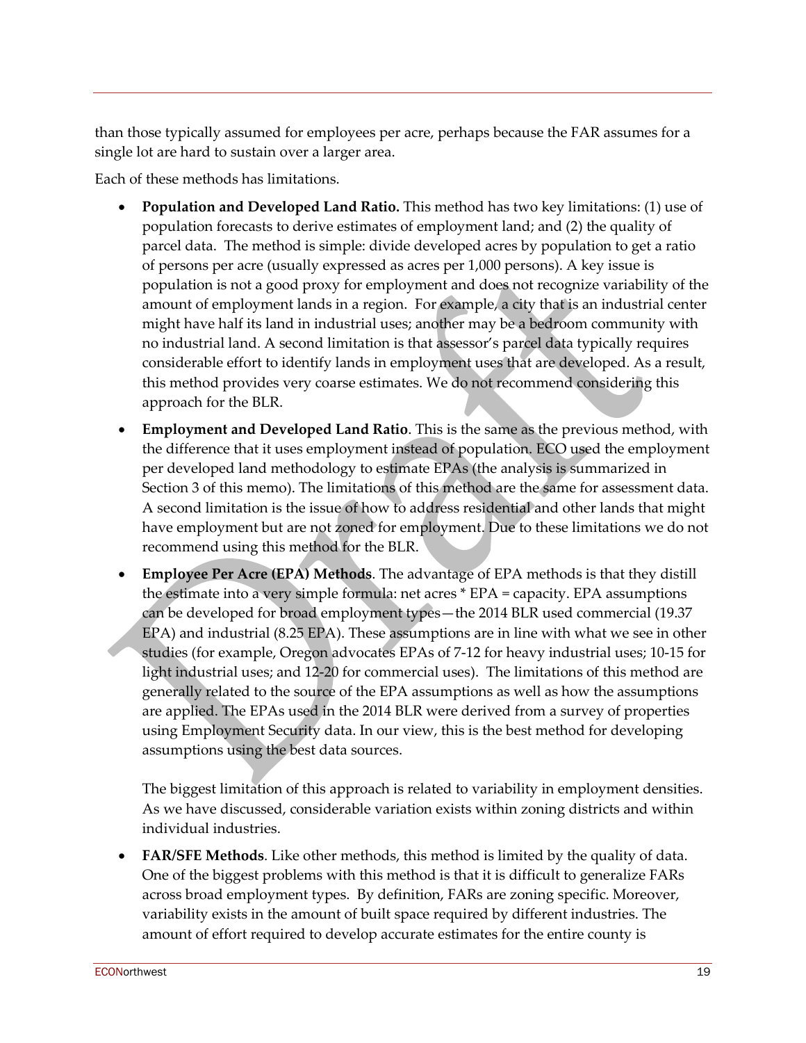than those typically assumed for employees per acre, perhaps because the FAR assumes for a single lot are hard to sustain over a larger area.

Each of these methods has limitations.

- **Population and Developed Land Ratio.** This method has two key limitations: (1) use of population forecasts to derive estimates of employment land; and (2) the quality of parcel data. The method is simple: divide developed acres by population to get a ratio of persons per acre (usually expressed as acres per 1,000 persons). A key issue is population is not a good proxy for employment and does not recognize variability of the amount of employment lands in a region. For example, a city that is an industrial center might have half its land in industrial uses; another may be a bedroom community with no industrial land. A second limitation is that assessor's parcel data typically requires considerable effort to identify lands in employment uses that are developed. As a result, this method provides very coarse estimates. We do not recommend considering this approach for the BLR.
- **Employment and Developed Land Ratio**. This is the same as the previous method, with the difference that it uses employment instead of population. ECO used the employment per developed land methodology to estimate EPAs (the analysis is summarized in Section 3 of this memo). The limitations of this method are the same for assessment data. A second limitation is the issue of how to address residential and other lands that might have employment but are not zoned for employment. Due to these limitations we do not recommend using this method for the BLR.
- **Employee Per Acre (EPA) Methods**. The advantage of EPA methods is that they distill the estimate into a very simple formula: net acres * EPA = capacity. EPA assumptions can be developed for broad employment types—the 2014 BLR used commercial (19.37 EPA) and industrial (8.25 EPA). These assumptions are in line with what we see in other studies (for example, Oregon advocates EPAs of 7-12 for heavy industrial uses; 10-15 for light industrial uses; and 12-20 for commercial uses). The limitations of this method are generally related to the source of the EPA assumptions as well as how the assumptions are applied. The EPAs used in the 2014 BLR were derived from a survey of properties using Employment Security data. In our view, this is the best method for developing assumptions using the best data sources.

  The biggest limitation of this approach is related to variability in employment densities. As we have discussed, considerable variation exists within zoning districts and within individual industries.
- **FAR/SFE Methods**. Like other methods, this method is limited by the quality of data. One of the biggest problems with this method is that it is difficult to generalize FARs across broad employment types. By definition, FARs are zoning specific. Moreover, variability exists in the amount of built space required by different industries. The amount of effort required to develop accurate estimates for the entire county is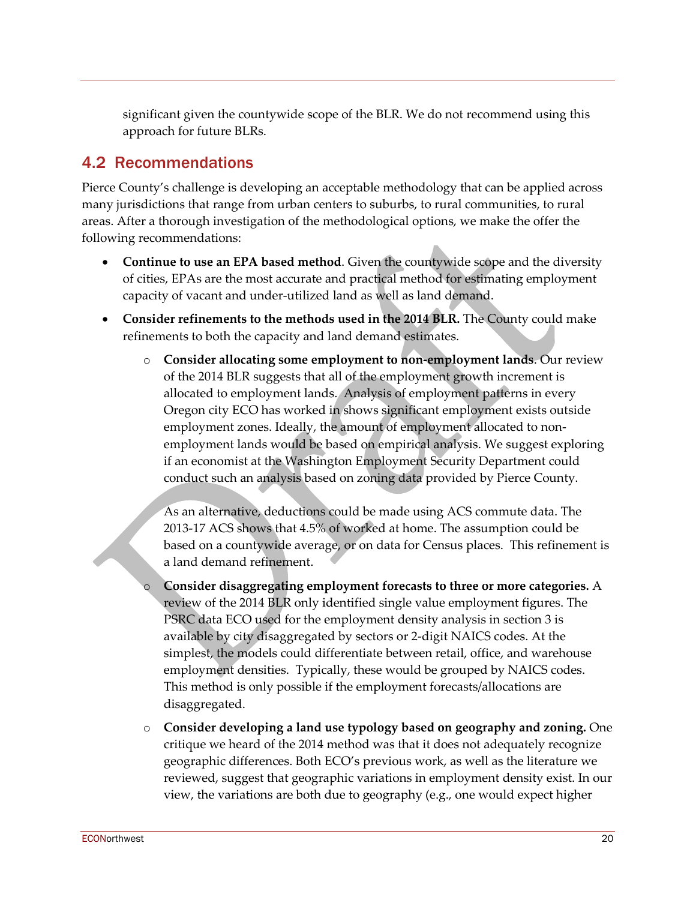significant given the countywide scope of the BLR. We do not recommend using this approach for future BLRs.

## 4.2 Recommendations

Pierce County's challenge is developing an acceptable methodology that can be applied across many jurisdictions that range from urban centers to suburbs, to rural communities, to rural areas. After a thorough investigation of the methodological options, we make the offer the following recommendations:

- **Continue to use an EPA based method**. Given the countywide scope and the diversity of cities, EPAs are the most accurate and practical method for estimating employment capacity of vacant and under-utilized land as well as land demand.
- **Consider refinements to the methods used in the 2014 BLR.** The County could make refinements to both the capacity and land demand estimates.
  - **Consider allocating some employment to non-employment lands**. Our review of the 2014 BLR suggests that all of the employment growth increment is allocated to employment lands. Analysis of employment patterns in every Oregon city ECO has worked in shows significant employment exists outside employment zones. Ideally, the amount of employment allocated to non-employment lands would be based on empirical analysis. We suggest exploring if an economist at the Washington Employment Security Department could conduct such an analysis based on zoning data provided by Pierce County.

    As an alternative, deductions could be made using ACS commute data. The 2013-17 ACS shows that 4.5% of worked at home. The assumption could be based on a countywide average, or on data for Census places. This refinement is a land demand refinement.
  - **Consider disaggregating employment forecasts to three or more categories.** A review of the 2014 BLR only identified single value employment figures. The PSRC data ECO used for the employment density analysis in section 3 is available by city disaggregated by sectors or 2-digit NAICS codes. At the simplest, the models could differentiate between retail, office, and warehouse employment densities. Typically, these would be grouped by NAICS codes. This method is only possible if the employment forecasts/allocations are disaggregated.
  - **Consider developing a land use typology based on geography and zoning.** One critique we heard of the 2014 method was that it does not adequately recognize geographic differences. Both ECO's previous work, as well as the literature we reviewed, suggest that geographic variations in employment density exist. In our view, the variations are both due to geography (e.g., one would expect higher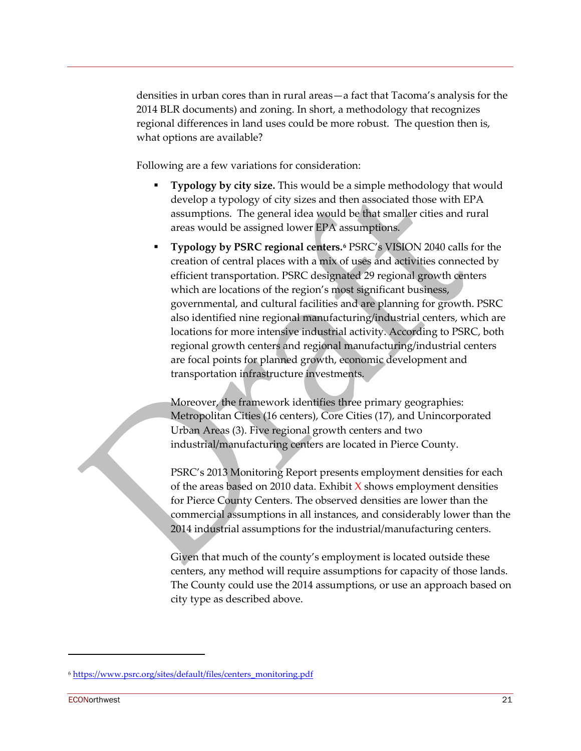densities in urban cores than in rural areas—a fact that Tacoma's analysis for the 2014 BLR documents) and zoning. In short, a methodology that recognizes regional differences in land uses could be more robust. The question then is, what options are available?

Following are a few variations for consideration:

- **Typology by city size.** This would be a simple methodology that would develop a typology of city sizes and then associated those with EPA assumptions. The general idea would be that smaller cities and rural areas would be assigned lower EPA assumptions.
- **Typology by PSRC regional centers.**[6] PSRC's VISION 2040 calls for the creation of central places with a mix of uses and activities connected by efficient transportation. PSRC designated 29 regional growth centers which are locations of the region's most significant business, governmental, and cultural facilities and are planning for growth. PSRC also identified nine regional manufacturing/industrial centers, which are locations for more intensive industrial activity. According to PSRC, both regional growth centers and regional manufacturing/industrial centers are focal points for planned growth, economic development and transportation infrastructure investments.

  Moreover, the framework identifies three primary geographies: Metropolitan Cities (16 centers), Core Cities (17), and Unincorporated Urban Areas (3). Five regional growth centers and two industrial/manufacturing centers are located in Pierce County.

  PSRC's 2013 Monitoring Report presents employment densities for each of the areas based on 2010 data. Exhibit X shows employment densities for Pierce County Centers. The observed densities are lower than the commercial assumptions in all instances, and considerably lower than the 2014 industrial assumptions for the industrial/manufacturing centers.

  Given that much of the county's employment is located outside these centers, any method will require assumptions for capacity of those lands. The County could use the 2014 assumptions, or use an approach based on city type as described above.

---

[6] https://www.psrc.org/sites/default/files/centers_monitoring.pdf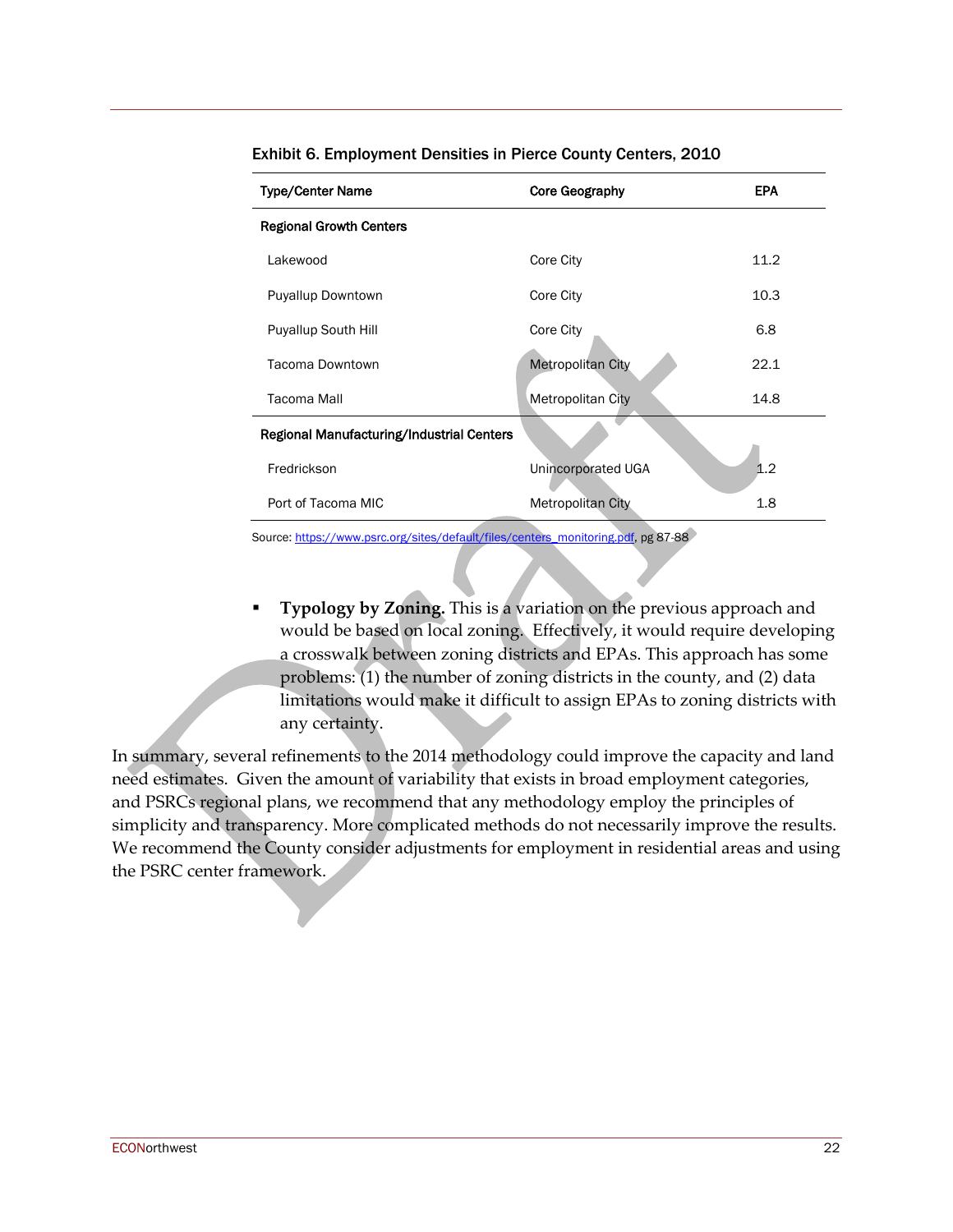Exhibit 6. Employment Densities in Pierce County Centers, 2010

| Type/Center Name | Core Geography | EPA |
|---|---|---|
| **Regional Growth Centers** | | |
| Lakewood | Core City | 11.2 |
| Puyallup Downtown | Core City | 10.3 |
| Puyallup South Hill | Core City | 6.8 |
| Tacoma Downtown | Metropolitan City | 22.1 |
| Tacoma Mall | Metropolitan City | 14.8 |
| **Regional Manufacturing/Industrial Centers** | | |
| Fredrickson | Unincorporated UGA | 1.2 |
| Port of Tacoma MIC | Metropolitan City | 1.8 |

Source: https://www.psrc.org/sites/default/files/centers_monitoring.pdf, pg 87-88

- **Typology by Zoning.** This is a variation on the previous approach and would be based on local zoning. Effectively, it would require developing a crosswalk between zoning districts and EPAs. This approach has some problems: (1) the number of zoning districts in the county, and (2) data limitations would make it difficult to assign EPAs to zoning districts with any certainty.

In summary, several refinements to the 2014 methodology could improve the capacity and land need estimates. Given the amount of variability that exists in broad employment categories, and PSRCs regional plans, we recommend that any methodology employ the principles of simplicity and transparency. More complicated methods do not necessarily improve the results. We recommend the County consider adjustments for employment in residential areas and using the PSRC center framework.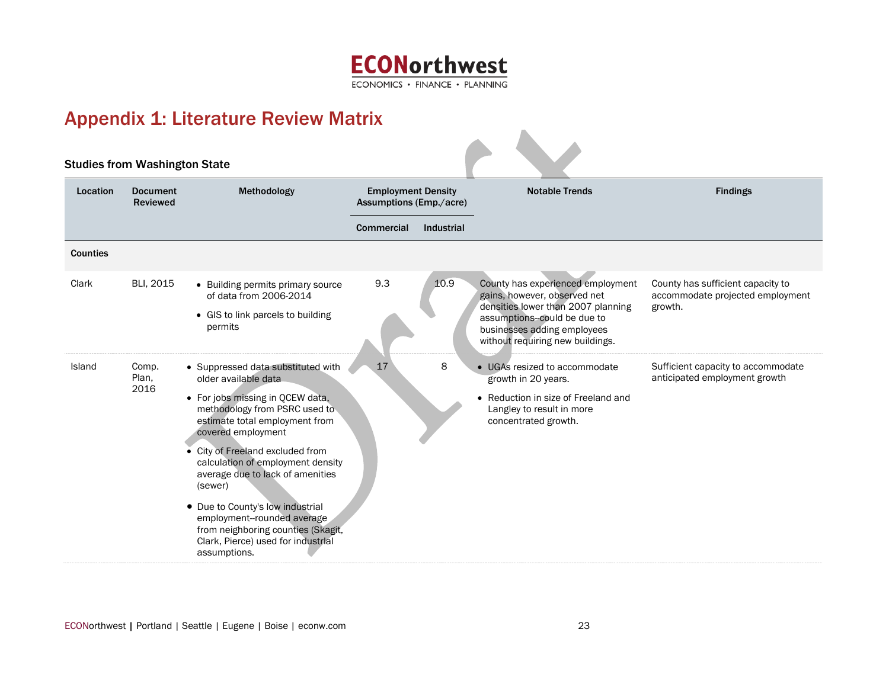# Appendix 1: Literature Review Matrix

### Studies from Washington State

| Location | Document Reviewed | Methodology | Employment Density Assumptions (Emp./acre) | | Notable Trends | Findings |
|---|---|---|---|---|---|---|
| | | | Commercial | Industrial | | |
| **Counties** | | | | | | |
| Clark | BLI, 2015 | • Building permits primary source of data from 2006-2014<br>• GIS to link parcels to building permits | 9.3 | 10.9 | County has experienced employment gains, however, observed net densities lower than 2007 planning assumptions--could be due to businesses adding employees without requiring new buildings. | County has sufficient capacity to accommodate projected employment growth. |
| Island | Comp. Plan, 2016 | • Suppressed data substituted with older available data<br>• For jobs missing in QCEW data, methodology from PSRC used to estimate total employment from covered employment<br>• City of Freeland excluded from calculation of employment density average due to lack of amenities (sewer)<br>• Due to County's low industrial employment--rounded average from neighboring counties (Skagit, Clark, Pierce) used for industrial assumptions. | 17 | 8 | • UGAs resized to accommodate growth in 20 years.<br>• Reduction in size of Freeland and Langley to result in more concentrated growth. | Sufficient capacity to accommodate anticipated employment growth |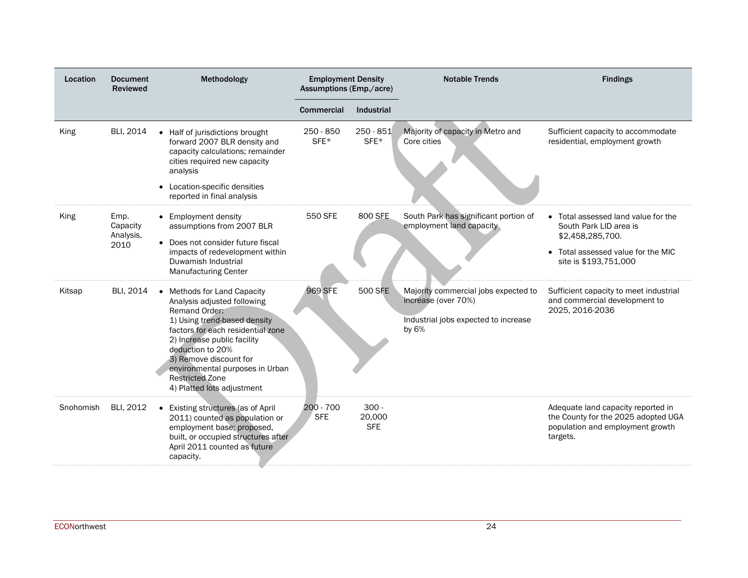| Location | Document Reviewed | Methodology | Employment Density Assumptions (Emp./acre) | | Notable Trends | Findings |
|---|---|---|---|---|---|---|
| | | | Commercial | Industrial | | |
| King | BLI, 2014 | • Half of jurisdictions brought forward 2007 BLR density and capacity calculations; remainder cities required new capacity analysis<br>• Location-specific densities reported in final analysis | 250 - 850 SFE* | 250 - 851 SFE* | Majority of capacity in Metro and Core cities | Sufficient capacity to accommodate residential, employment growth |
| King | Emp. Capacity Analysis, 2010 | • Employment density assumptions from 2007 BLR<br>• Does not consider future fiscal impacts of redevelopment within Duwamish Industrial Manufacturing Center | 550 SFE | 800 SFE | South Park has significant portion of employment land capacity | • Total assessed land value for the South Park LID area is $2,458,285,700.<br>• Total assessed value for the MIC site is $193,751,000 |
| Kitsap | BLI, 2014 | • Methods for Land Capacity Analysis adjusted following Remand Order:<br>1) Using trend-based density factors for each residential zone<br>2) Increase public facility deduction to 20%<br>3) Remove discount for environmental purposes in Urban Restricted Zone<br>4) Platted lots adjustment | 969 SFE | 500 SFE | Majority commercial jobs expected to increase (over 70%)<br><br>Industrial jobs expected to increase by 6% | Sufficient capacity to meet industrial and commercial development to 2025, 2016-2036 |
| Snohomish | BLI, 2012 | • Existing structures (as of April 2011) counted as population or employment base; proposed, built, or occupied structures after April 2011 counted as future capacity. | 200 - 700 SFE | 300 - 20,000 SFE | | Adequate land capacity reported in the County for the 2025 adopted UGA population and employment growth targets. |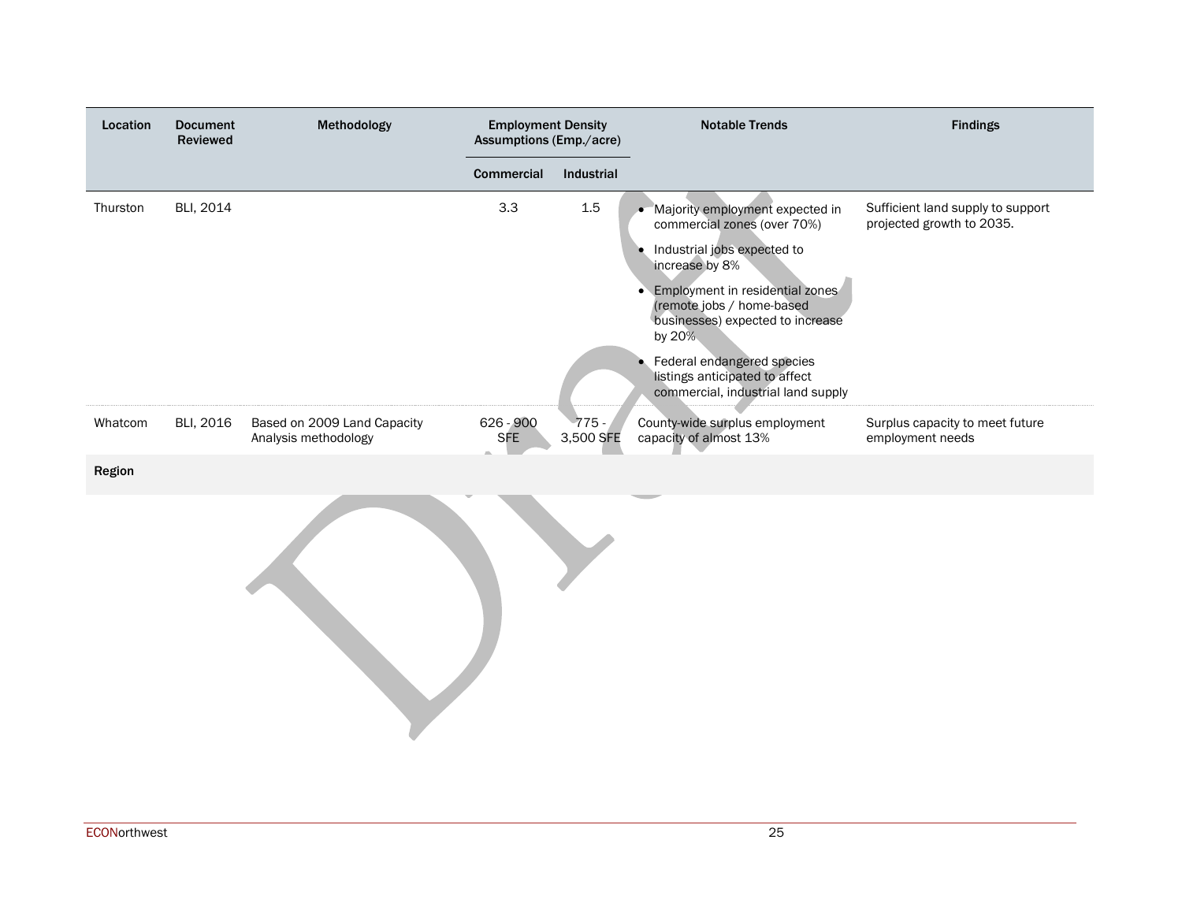| Location | Document Reviewed | Methodology | Employment Density Assumptions (Emp./acre) | | Notable Trends | Findings |
|---|---|---|---|---|---|---|
| | | | Commercial | Industrial | | |
| Thurston | BLI, 2014 | | 3.3 | 1.5 | • Majority employment expected in commercial zones (over 70%)<br>• Industrial jobs expected to increase by 8%<br>• Employment in residential zones (remote jobs / home-based businesses) expected to increase by 20%<br>• Federal endangered species listings anticipated to affect commercial, industrial land supply | Sufficient land supply to support projected growth to 2035. |
| Whatcom | BLI, 2016 | Based on 2009 Land Capacity Analysis methodology | 626 - 900 SFE | 775 - 3,500 SFE | County-wide surplus employment capacity of almost 13% | Surplus capacity to meet future employment needs |
| **Region** | | | | | | |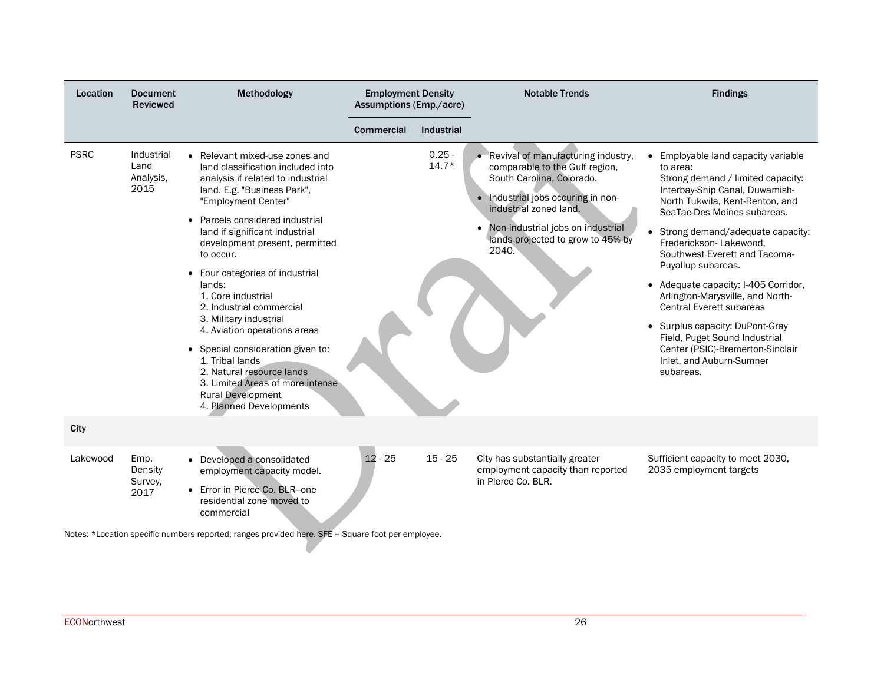| Location | Document Reviewed | Methodology | Employment Density Assumptions (Emp./acre) | | Notable Trends | Findings |
|---|---|---|---|---|---|---|
| | | | Commercial | Industrial | | |
| PSRC | Industrial Land Analysis, 2015 | • Relevant mixed-use zones and land classification included into analysis if related to industrial land. E.g. "Business Park", "Employment Center"<br>• Parcels considered industrial land if significant industrial development present, permitted to occur.<br>• Four categories of industrial lands:<br>1. Core industrial<br>2. Industrial commercial<br>3. Military industrial<br>4. Aviation operations areas<br>• Special consideration given to:<br>1. Tribal lands<br>2. Natural resource lands<br>3. Limited Areas of more intense Rural Development<br>4. Planned Developments | | 0.25 - 14.7* | • Revival of manufacturing industry, comparable to the Gulf region, South Carolina, Colorado.<br>• Industrial jobs occuring in non-industrial zoned land.<br>• Non-industrial jobs on industrial lands projected to grow to 45% by 2040. | • Employable land capacity variable to area:<br>Strong demand / limited capacity: Interbay-Ship Canal, Duwamish-North Tukwila, Kent-Renton, and SeaTac-Des Moines subareas.<br>• Strong demand/adequate capacity: Frederickson- Lakewood, Southwest Everett and Tacoma-Puyallup subareas.<br>• Adequate capacity: I-405 Corridor, Arlington-Marysville, and North-Central Everett subareas<br>• Surplus capacity: DuPont-Gray Field, Puget Sound Industrial Center (PSIC)-Bremerton-Sinclair Inlet, and Auburn-Sumner subareas. |
| **City** | | | | | | |
| Lakewood | Emp. Density Survey, 2017 | • Developed a consolidated employment capacity model.<br>• Error in Pierce Co. BLR--one residential zone moved to commercial | 12 - 25 | 15 - 25 | City has substantially greater employment capacity than reported in Pierce Co. BLR. | Sufficient capacity to meet 2030, 2035 employment targets |

Notes: *Location specific numbers reported; ranges provided here. SFE = Square foot per employee.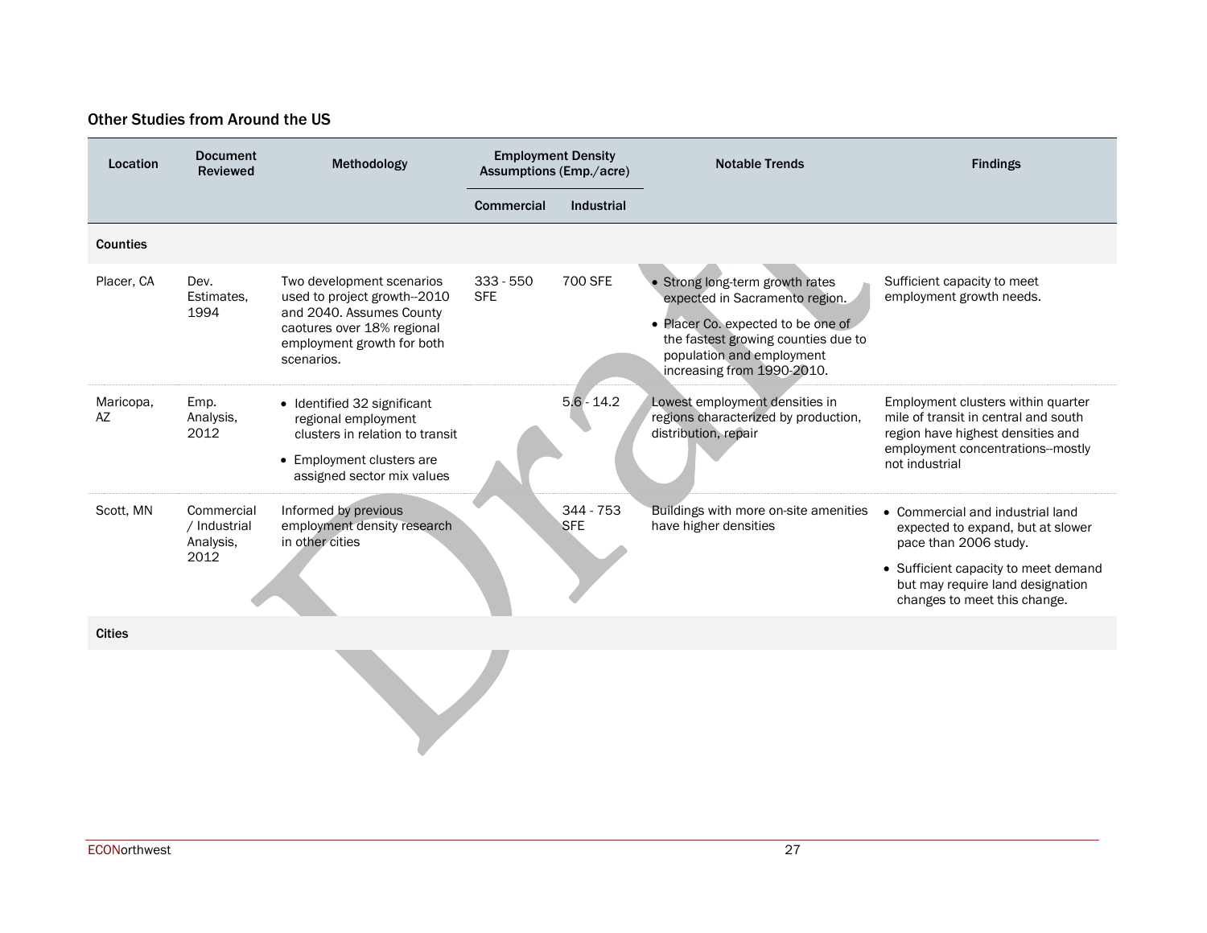### Other Studies from Around the US

| Location | Document Reviewed | Methodology | Employment Density Assumptions (Emp./acre) | | Notable Trends | Findings |
|---|---|---|---|---|---|---|
| | | | Commercial | Industrial | | |
| **Counties** | | | | | | |
| Placer, CA | Dev. Estimates, 1994 | Two development scenarios used to project growth--2010 and 2040. Assumes County caotures over 18% regional employment growth for both scenarios. | 333 - 550 SFE | 700 SFE | • Strong long-term growth rates expected in Sacramento region.<br>• Placer Co. expected to be one of the fastest growing counties due to population and employment increasing from 1990-2010. | Sufficient capacity to meet employment growth needs. |
| Maricopa, AZ | Emp. Analysis, 2012 | • Identified 32 significant regional employment clusters in relation to transit<br>• Employment clusters are assigned sector mix values | | 5.6 - 14.2 | Lowest employment densities in regions characterized by production, distribution, repair | Employment clusters within quarter mile of transit in central and south region have highest densities and employment concentrations--mostly not industrial |
| Scott, MN | Commercial / Industrial Analysis, 2012 | Informed by previous employment density research in other cities | | 344 - 753 SFE | Buildings with more on-site amenities have higher densities | • Commercial and industrial land expected to expand, but at slower pace than 2006 study.<br>• Sufficient capacity to meet demand but may require land designation changes to meet this change. |
| **Cities** | | | | | | |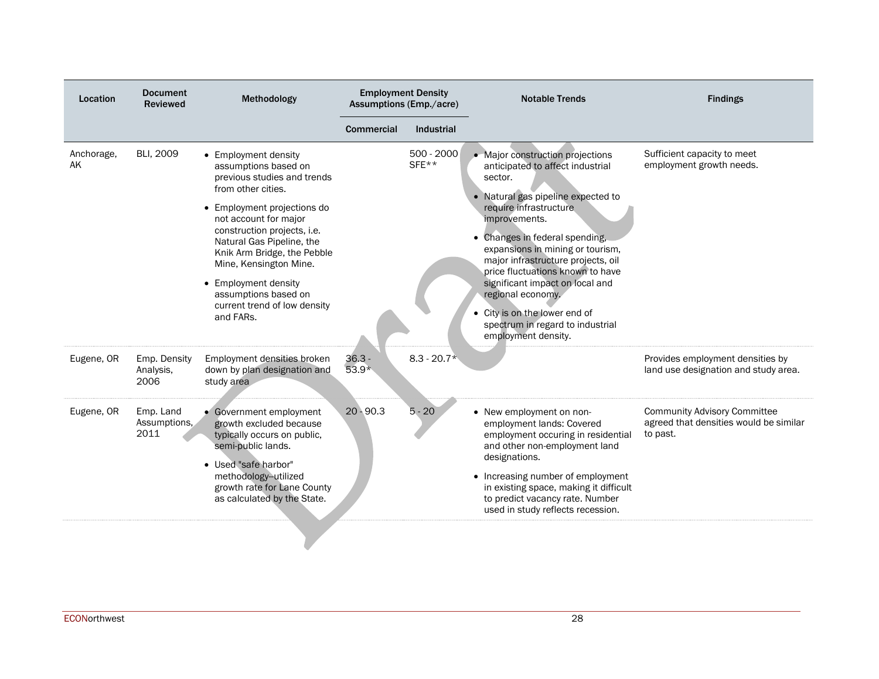| Location | Document Reviewed | Methodology | Employment Density Assumptions (Emp./acre) | | Notable Trends | Findings |
|---|---|---|---|---|---|---|
| | | | Commercial | Industrial | | |
| Anchorage, AK | BLI, 2009 | • Employment density assumptions based on previous studies and trends from other cities.<br>• Employment projections do not account for major construction projects, i.e. Natural Gas Pipeline, the Knik Arm Bridge, the Pebble Mine, Kensington Mine.<br>• Employment density assumptions based on current trend of low density and FARs. | | 500 - 2000 SFE** | • Major construction projections anticipated to affect industrial sector.<br>• Natural gas pipeline expected to require infrastructure improvements.<br>• Changes in federal spending, expansions in mining or tourism, major infrastructure projects, oil price fluctuations known to have significant impact on local and regional economy.<br>• City is on the lower end of spectrum in regard to industrial employment density. | Sufficient capacity to meet employment growth needs. |
| Eugene, OR | Emp. Density Analysis, 2006 | Employment densities broken down by plan designation and study area | 36.3 - 53.9* | 8.3 - 20.7* | | Provides employment densities by land use designation and study area. |
| Eugene, OR | Emp. Land Assumptions, 2011 | • Government employment growth excluded because typically occurs on public, semi-public lands.<br>• Used "safe harbor" methodology--utilized growth rate for Lane County as calculated by the State. | 20 - 90.3 | 5 - 20 | • New employment on non-employment lands: Covered employment occuring in residential and other non-employment land designations.<br>• Increasing number of employment in existing space, making it difficult to predict vacancy rate. Number used in study reflects recession. | Community Advisory Committee agreed that densities would be similar to past. |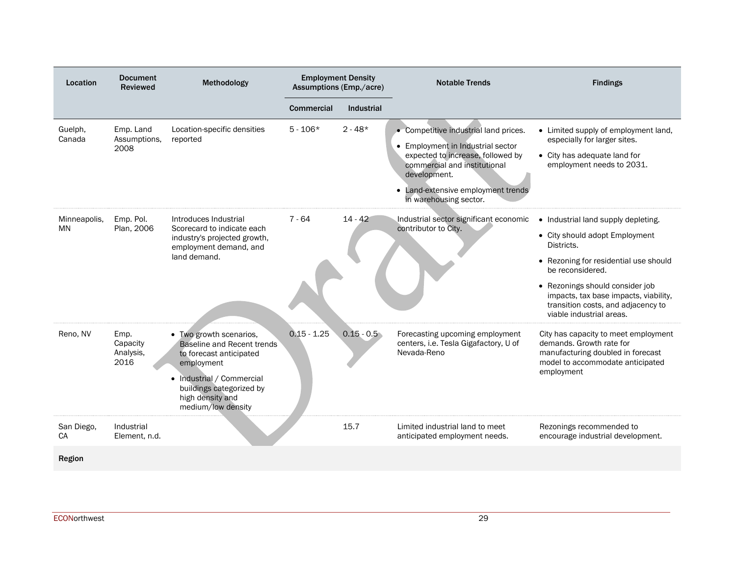| Location | Document Reviewed | Methodology | Employment Density Assumptions (Emp./acre) | | Notable Trends | Findings |
|---|---|---|---|---|---|---|
| | | | Commercial | Industrial | | |
| Guelph, Canada | Emp. Land Assumptions, 2008 | Location-specific densities reported | 5 - 106* | 2 - 48* | • Competitive industrial land prices.<br>• Employment in Industrial sector expected to increase, followed by commercial and institutional development.<br>• Land-extensive employment trends in warehousing sector. | • Limited supply of employment land, especially for larger sites.<br>• City has adequate land for employment needs to 2031. |
| Minneapolis, MN | Emp. Pol. Plan, 2006 | Introduces Industrial Scorecard to indicate each industry's projected growth, employment demand, and land demand. | 7 - 64 | 14 - 42 | Industrial sector significant economic contributor to City. | • Industrial land supply depleting.<br>• City should adopt Employment Districts.<br>• Rezoning for residential use should be reconsidered.<br>• Rezonings should consider job impacts, tax base impacts, viability, transition costs, and adjacency to viable industrial areas. |
| Reno, NV | Emp. Capacity Analysis, 2016 | • Two growth scenarios, Baseline and Recent trends to forecast anticipated employment<br>• Industrial / Commercial buildings categorized by high density and medium/low density | 0.15 - 1.25 | 0.15 - 0.5 | Forecasting upcoming employment centers, i.e. Tesla Gigafactory, U of Nevada-Reno | City has capacity to meet employment demands. Growth rate for manufacturing doubled in forecast model to accommodate anticipated employment |
| San Diego, CA | Industrial Element, n.d. | | | 15.7 | Limited industrial land to meet anticipated employment needs. | Rezonings recommended to encourage industrial development. |
| **Region** | | | | | | |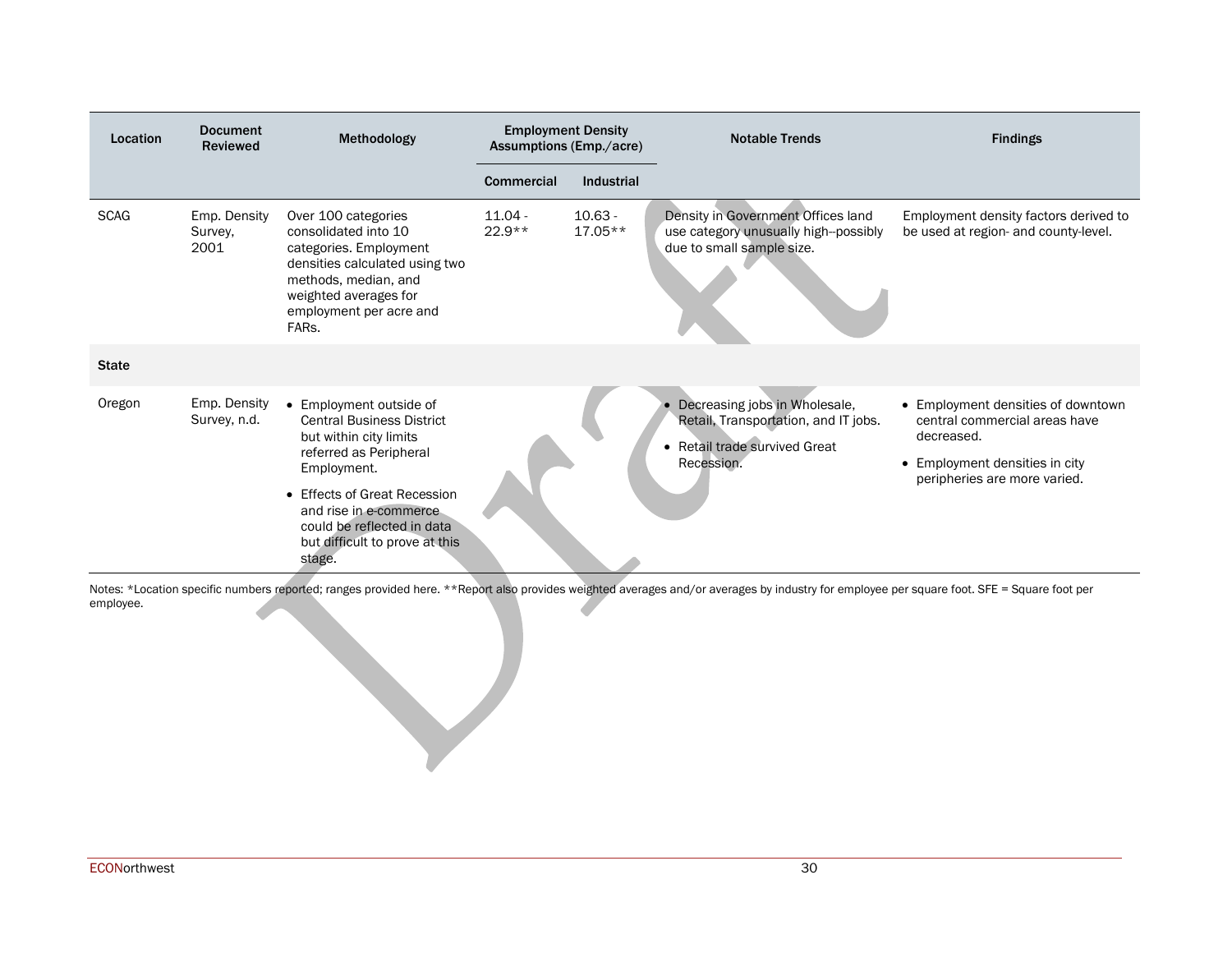| Location | Document Reviewed | Methodology | Employment Density Assumptions (Emp./acre) | | Notable Trends | Findings |
|---|---|---|---|---|---|---|
| | | | Commercial | Industrial | | |
| SCAG | Emp. Density Survey, 2001 | Over 100 categories consolidated into 10 categories. Employment densities calculated using two methods, median, and weighted averages for employment per acre and FARs. | 11.04 - 22.9** | 10.63 - 17.05** | Density in Government Offices land use category unusually high--possibly due to small sample size. | Employment density factors derived to be used at region- and county-level. |
| **State** | | | | | | |
| Oregon | Emp. Density Survey, n.d. | • Employment outside of Central Business District but within city limits referred as Peripheral Employment.<br>• Effects of Great Recession and rise in e-commerce could be reflected in data but difficult to prove at this stage. | | | • Decreasing jobs in Wholesale, Retail, Transportation, and IT jobs.<br>• Retail trade survived Great Recession. | • Employment densities of downtown central commercial areas have decreased.<br>• Employment densities in city peripheries are more varied. |

Notes: *Location specific numbers reported; ranges provided here. **Report also provides weighted averages and/or averages by industry for employee per square foot. SFE = Square foot per employee.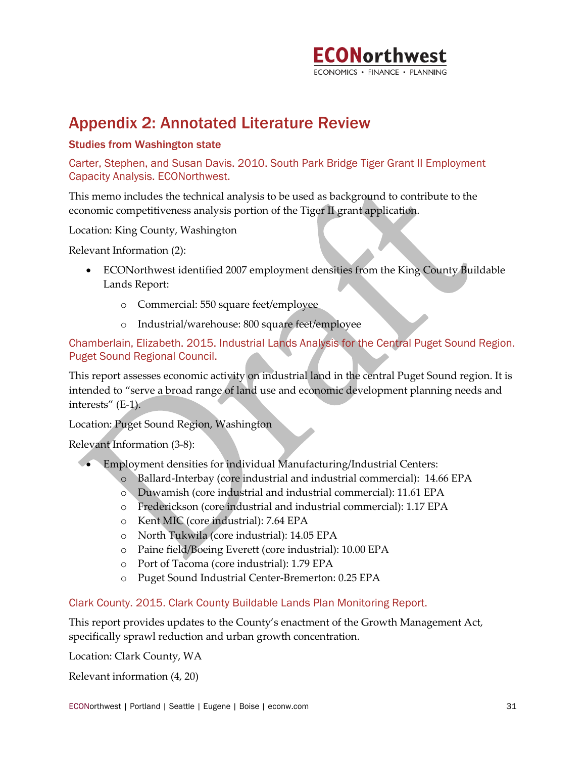## Appendix 2: Annotated Literature Review

### Studies from Washington state

#### Carter, Stephen, and Susan Davis. 2010. South Park Bridge Tiger Grant II Employment Capacity Analysis. ECONorthwest.

This memo includes the technical analysis to be used as background to contribute to the economic competitiveness analysis portion of the Tiger II grant application.

Location: King County, Washington

Relevant Information (2):

- ECONorthwest identified 2007 employment densities from the King County Buildable Lands Report:
  - Commercial: 550 square feet/employee
  - Industrial/warehouse: 800 square feet/employee

#### Chamberlain, Elizabeth. 2015. Industrial Lands Analysis for the Central Puget Sound Region. Puget Sound Regional Council.

This report assesses economic activity on industrial land in the central Puget Sound region. It is intended to "serve a broad range of land use and economic development planning needs and interests" (E-1).

Location: Puget Sound Region, Washington

Relevant Information (3-8):

- Employment densities for individual Manufacturing/Industrial Centers:
  - Ballard-Interbay (core industrial and industrial commercial): 14.66 EPA
  - Duwamish (core industrial and industrial commercial): 11.61 EPA
  - Frederickson (core industrial and industrial commercial): 1.17 EPA
  - Kent MIC (core industrial): 7.64 EPA
  - North Tukwila (core industrial): 14.05 EPA
  - Paine field/Boeing Everett (core industrial): 10.00 EPA
  - Port of Tacoma (core industrial): 1.79 EPA
  - Puget Sound Industrial Center-Bremerton: 0.25 EPA

#### Clark County. 2015. Clark County Buildable Lands Plan Monitoring Report.

This report provides updates to the County's enactment of the Growth Management Act, specifically sprawl reduction and urban growth concentration.

Location: Clark County, WA

Relevant information (4, 20)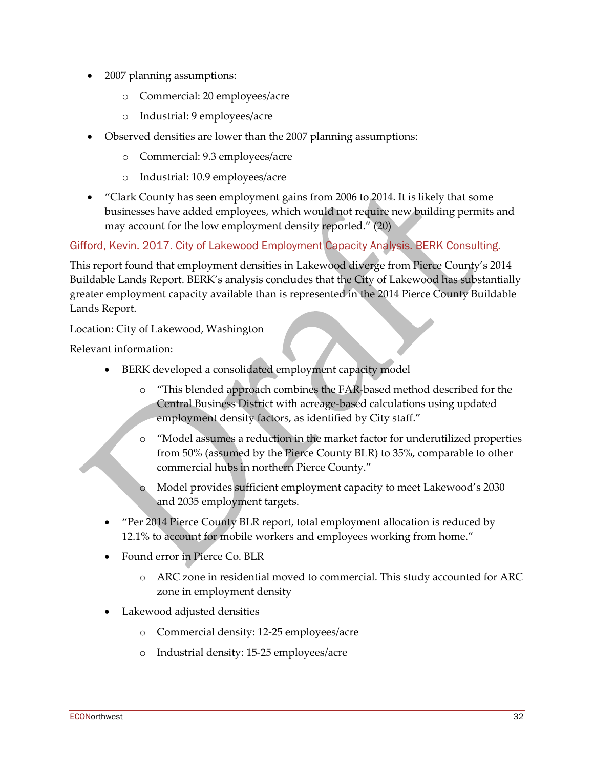- 2007 planning assumptions:
  - Commercial: 20 employees/acre
  - Industrial: 9 employees/acre
- Observed densities are lower than the 2007 planning assumptions:
  - Commercial: 9.3 employees/acre
  - Industrial: 10.9 employees/acre
- "Clark County has seen employment gains from 2006 to 2014. It is likely that some businesses have added employees, which would not require new building permits and may account for the low employment density reported." (20)

### Gifford, Kevin. 2017. City of Lakewood Employment Capacity Analysis. BERK Consulting.

This report found that employment densities in Lakewood diverge from Pierce County's 2014 Buildable Lands Report. BERK's analysis concludes that the City of Lakewood has substantially greater employment capacity available than is represented in the 2014 Pierce County Buildable Lands Report.

Location: City of Lakewood, Washington

Relevant information:

- BERK developed a consolidated employment capacity model
  - "This blended approach combines the FAR-based method described for the Central Business District with acreage-based calculations using updated employment density factors, as identified by City staff."
  - "Model assumes a reduction in the market factor for underutilized properties from 50% (assumed by the Pierce County BLR) to 35%, comparable to other commercial hubs in northern Pierce County."
  - Model provides sufficient employment capacity to meet Lakewood's 2030 and 2035 employment targets.
- "Per 2014 Pierce County BLR report, total employment allocation is reduced by 12.1% to account for mobile workers and employees working from home."
- Found error in Pierce Co. BLR
  - ARC zone in residential moved to commercial. This study accounted for ARC zone in employment density
- Lakewood adjusted densities
  - Commercial density: 12-25 employees/acre
  - Industrial density: 15-25 employees/acre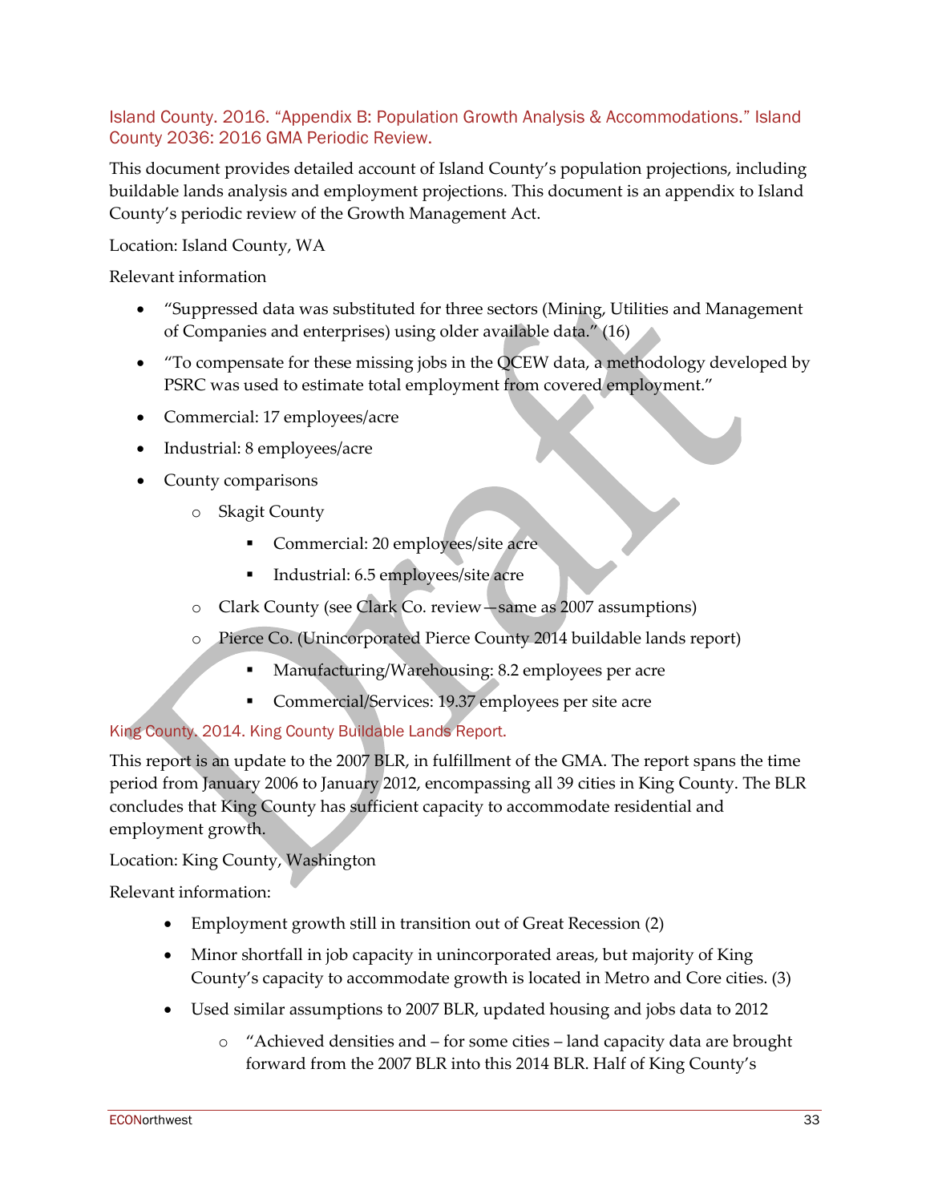Island County. 2016. "Appendix B: Population Growth Analysis & Accommodations." Island County 2036: 2016 GMA Periodic Review.

This document provides detailed account of Island County's population projections, including buildable lands analysis and employment projections. This document is an appendix to Island County's periodic review of the Growth Management Act.

Location: Island County, WA

Relevant information

- "Suppressed data was substituted for three sectors (Mining, Utilities and Management of Companies and enterprises) using older available data." (16)
- "To compensate for these missing jobs in the QCEW data, a methodology developed by PSRC was used to estimate total employment from covered employment."
- Commercial: 17 employees/acre
- Industrial: 8 employees/acre
- County comparisons
  - Skagit County
    - Commercial: 20 employees/site acre
    - Industrial: 6.5 employees/site acre
  - Clark County (see Clark Co. review—same as 2007 assumptions)
  - Pierce Co. (Unincorporated Pierce County 2014 buildable lands report)
    - Manufacturing/Warehousing: 8.2 employees per acre
    - Commercial/Services: 19.37 employees per site acre

King County. 2014. King County Buildable Lands Report.

This report is an update to the 2007 BLR, in fulfillment of the GMA. The report spans the time period from January 2006 to January 2012, encompassing all 39 cities in King County. The BLR concludes that King County has sufficient capacity to accommodate residential and employment growth.

Location: King County, Washington

Relevant information:

- Employment growth still in transition out of Great Recession (2)
- Minor shortfall in job capacity in unincorporated areas, but majority of King County's capacity to accommodate growth is located in Metro and Core cities. (3)
- Used similar assumptions to 2007 BLR, updated housing and jobs data to 2012
  - "Achieved densities and – for some cities – land capacity data are brought forward from the 2007 BLR into this 2014 BLR. Half of King County's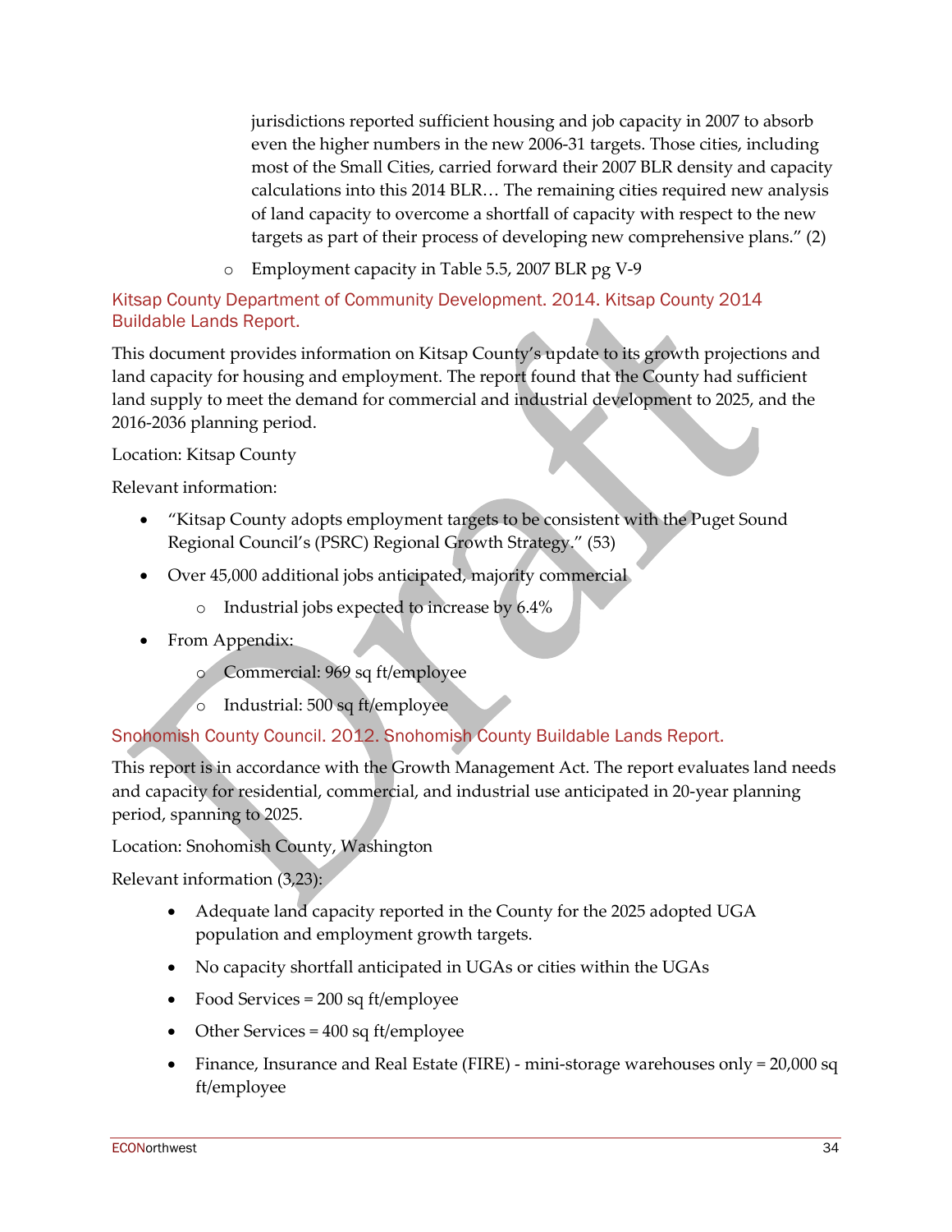jurisdictions reported sufficient housing and job capacity in 2007 to absorb even the higher numbers in the new 2006-31 targets. Those cities, including most of the Small Cities, carried forward their 2007 BLR density and capacity calculations into this 2014 BLR… The remaining cities required new analysis of land capacity to overcome a shortfall of capacity with respect to the new targets as part of their process of developing new comprehensive plans." (2)

  - Employment capacity in Table 5.5, 2007 BLR pg V-9

### Kitsap County Department of Community Development. 2014. Kitsap County 2014 Buildable Lands Report.

This document provides information on Kitsap County's update to its growth projections and land capacity for housing and employment. The report found that the County had sufficient land supply to meet the demand for commercial and industrial development to 2025, and the 2016-2036 planning period.

Location: Kitsap County

Relevant information:

- "Kitsap County adopts employment targets to be consistent with the Puget Sound Regional Council's (PSRC) Regional Growth Strategy." (53)
- Over 45,000 additional jobs anticipated, majority commercial
  - Industrial jobs expected to increase by 6.4%
- From Appendix:
  - Commercial: 969 sq ft/employee
  - Industrial: 500 sq ft/employee

### Snohomish County Council. 2012. Snohomish County Buildable Lands Report.

This report is in accordance with the Growth Management Act. The report evaluates land needs and capacity for residential, commercial, and industrial use anticipated in 20-year planning period, spanning to 2025.

Location: Snohomish County, Washington

Relevant information (3,23):

- Adequate land capacity reported in the County for the 2025 adopted UGA population and employment growth targets.
- No capacity shortfall anticipated in UGAs or cities within the UGAs
- Food Services = 200 sq ft/employee
- Other Services = 400 sq ft/employee
- Finance, Insurance and Real Estate (FIRE) - mini-storage warehouses only = 20,000 sq ft/employee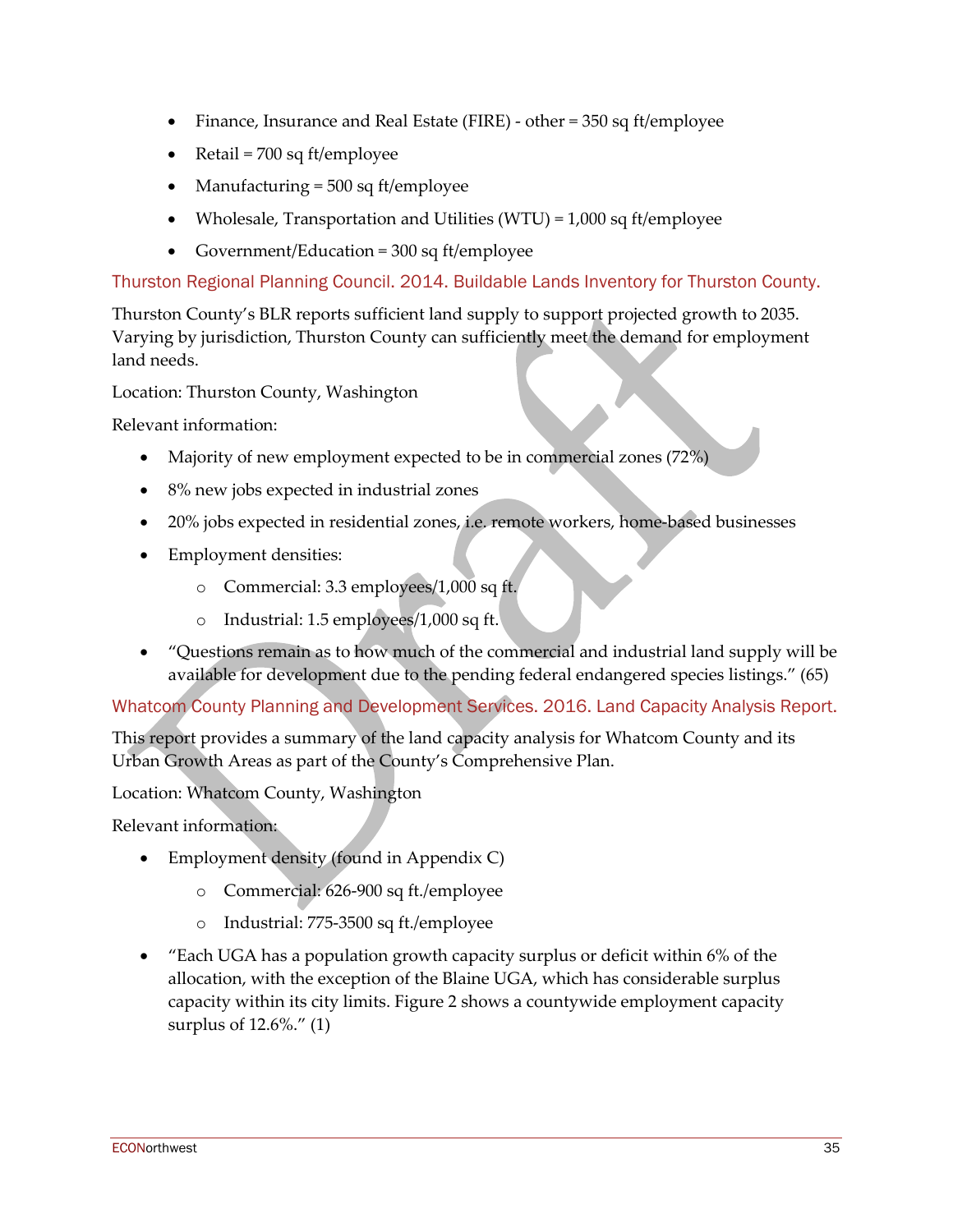- Finance, Insurance and Real Estate (FIRE) - other = 350 sq ft/employee
- Retail = 700 sq ft/employee
- Manufacturing = 500 sq ft/employee
- Wholesale, Transportation and Utilities (WTU) = 1,000 sq ft/employee
- Government/Education = 300 sq ft/employee

### Thurston Regional Planning Council. 2014. Buildable Lands Inventory for Thurston County.

Thurston County's BLR reports sufficient land supply to support projected growth to 2035. Varying by jurisdiction, Thurston County can sufficiently meet the demand for employment land needs.

Location: Thurston County, Washington

Relevant information:

- Majority of new employment expected to be in commercial zones (72%)
- 8% new jobs expected in industrial zones
- 20% jobs expected in residential zones, i.e. remote workers, home-based businesses
- Employment densities:
    - Commercial: 3.3 employees/1,000 sq ft.
    - Industrial: 1.5 employees/1,000 sq ft.
- "Questions remain as to how much of the commercial and industrial land supply will be available for development due to the pending federal endangered species listings." (65)

### Whatcom County Planning and Development Services. 2016. Land Capacity Analysis Report.

This report provides a summary of the land capacity analysis for Whatcom County and its Urban Growth Areas as part of the County's Comprehensive Plan.

Location: Whatcom County, Washington

Relevant information:

- Employment density (found in Appendix C)
    - Commercial: 626-900 sq ft./employee
    - Industrial: 775-3500 sq ft./employee
- "Each UGA has a population growth capacity surplus or deficit within 6% of the allocation, with the exception of the Blaine UGA, which has considerable surplus capacity within its city limits. Figure 2 shows a countywide employment capacity surplus of 12.6%." (1)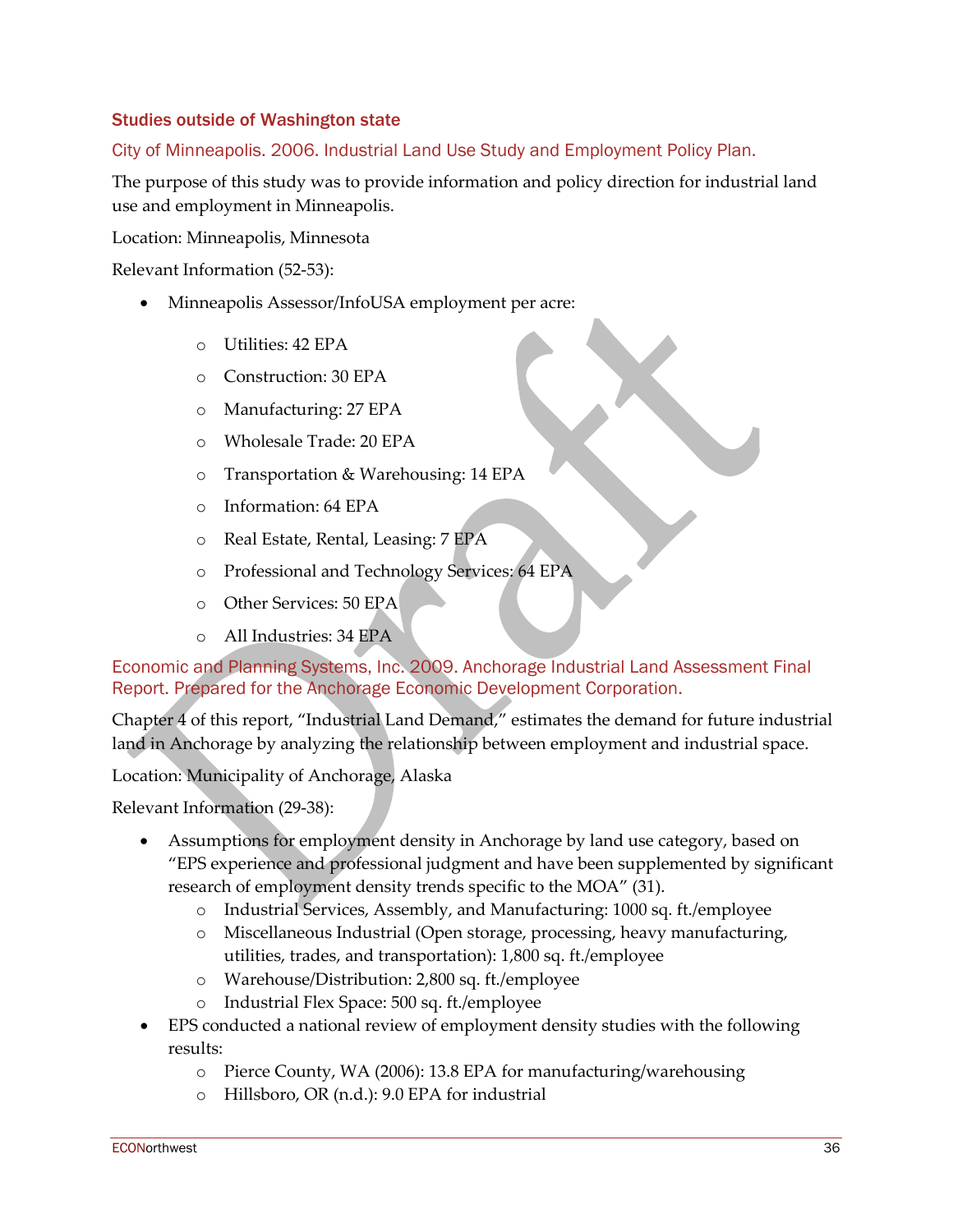### Studies outside of Washington state

#### City of Minneapolis. 2006. Industrial Land Use Study and Employment Policy Plan.

The purpose of this study was to provide information and policy direction for industrial land use and employment in Minneapolis.

Location: Minneapolis, Minnesota

Relevant Information (52-53):

- Minneapolis Assessor/InfoUSA employment per acre:
  - Utilities: 42 EPA
  - Construction: 30 EPA
  - Manufacturing: 27 EPA
  - Wholesale Trade: 20 EPA
  - Transportation & Warehousing: 14 EPA
  - Information: 64 EPA
  - Real Estate, Rental, Leasing: 7 EPA
  - Professional and Technology Services: 64 EPA
  - Other Services: 50 EPA
  - All Industries: 34 EPA

#### Economic and Planning Systems, Inc. 2009. Anchorage Industrial Land Assessment Final Report. Prepared for the Anchorage Economic Development Corporation.

Chapter 4 of this report, "Industrial Land Demand," estimates the demand for future industrial land in Anchorage by analyzing the relationship between employment and industrial space.

Location: Municipality of Anchorage, Alaska

Relevant Information (29-38):

- Assumptions for employment density in Anchorage by land use category, based on "EPS experience and professional judgment and have been supplemented by significant research of employment density trends specific to the MOA" (31).
  - Industrial Services, Assembly, and Manufacturing: 1000 sq. ft./employee
  - Miscellaneous Industrial (Open storage, processing, heavy manufacturing, utilities, trades, and transportation): 1,800 sq. ft./employee
  - Warehouse/Distribution: 2,800 sq. ft./employee
  - Industrial Flex Space: 500 sq. ft./employee
- EPS conducted a national review of employment density studies with the following results:
  - Pierce County, WA (2006): 13.8 EPA for manufacturing/warehousing
  - Hillsboro, OR (n.d.): 9.0 EPA for industrial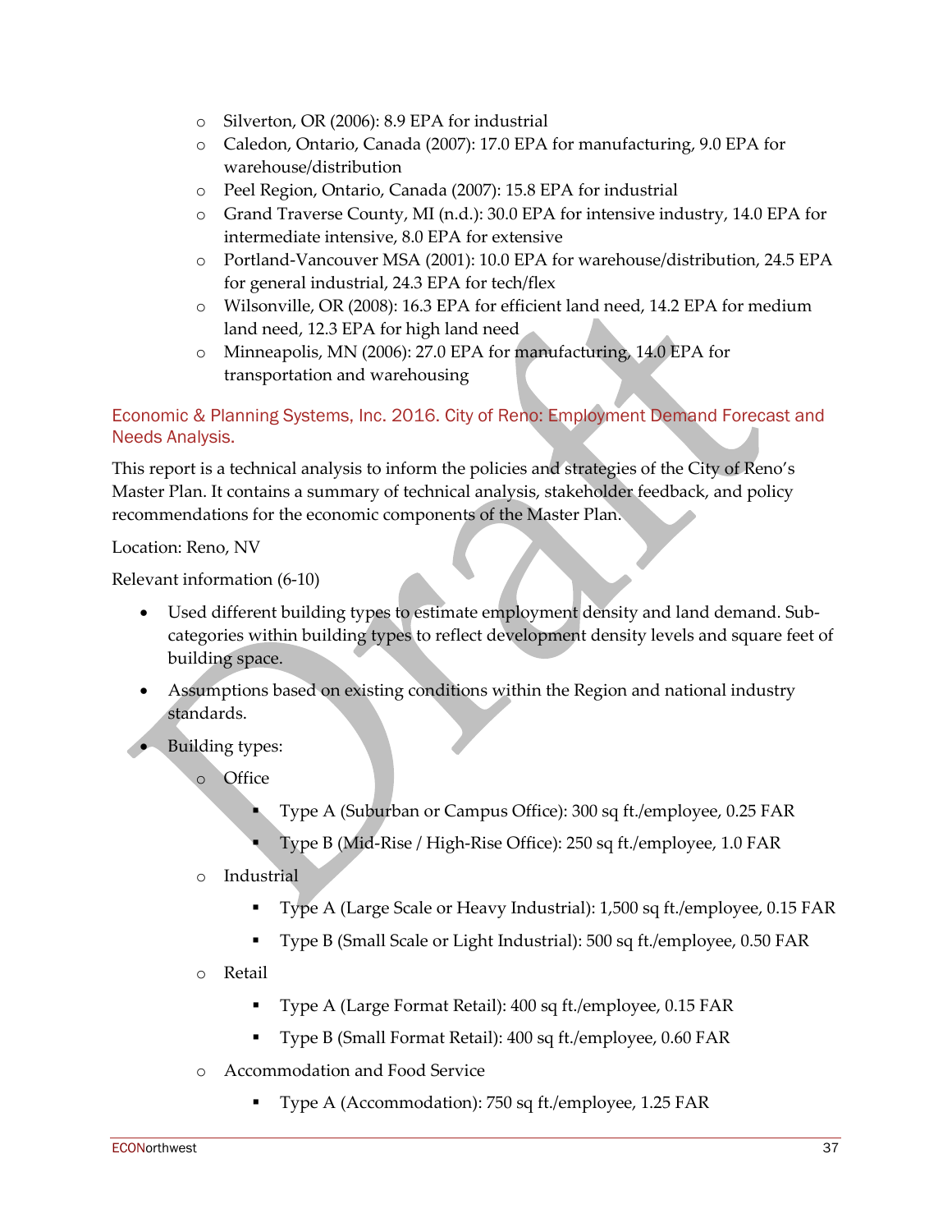- Silverton, OR (2006): 8.9 EPA for industrial
- Caledon, Ontario, Canada (2007): 17.0 EPA for manufacturing, 9.0 EPA for warehouse/distribution
- Peel Region, Ontario, Canada (2007): 15.8 EPA for industrial
- Grand Traverse County, MI (n.d.): 30.0 EPA for intensive industry, 14.0 EPA for intermediate intensive, 8.0 EPA for extensive
- Portland-Vancouver MSA (2001): 10.0 EPA for warehouse/distribution, 24.5 EPA for general industrial, 24.3 EPA for tech/flex
- Wilsonville, OR (2008): 16.3 EPA for efficient land need, 14.2 EPA for medium land need, 12.3 EPA for high land need
- Minneapolis, MN (2006): 27.0 EPA for manufacturing, 14.0 EPA for transportation and warehousing

### Economic & Planning Systems, Inc. 2016. City of Reno: Employment Demand Forecast and Needs Analysis.

This report is a technical analysis to inform the policies and strategies of the City of Reno's Master Plan. It contains a summary of technical analysis, stakeholder feedback, and policy recommendations for the economic components of the Master Plan.

Location: Reno, NV

Relevant information (6-10)

- Used different building types to estimate employment density and land demand. Sub-categories within building types to reflect development density levels and square feet of building space.
- Assumptions based on existing conditions within the Region and national industry standards.
- Building types:
  - Office
    - Type A (Suburban or Campus Office): 300 sq ft./employee, 0.25 FAR
    - Type B (Mid-Rise / High-Rise Office): 250 sq ft./employee, 1.0 FAR
  - Industrial
    - Type A (Large Scale or Heavy Industrial): 1,500 sq ft./employee, 0.15 FAR
    - Type B (Small Scale or Light Industrial): 500 sq ft./employee, 0.50 FAR
  - Retail
    - Type A (Large Format Retail): 400 sq ft./employee, 0.15 FAR
    - Type B (Small Format Retail): 400 sq ft./employee, 0.60 FAR
  - Accommodation and Food Service
    - Type A (Accommodation): 750 sq ft./employee, 1.25 FAR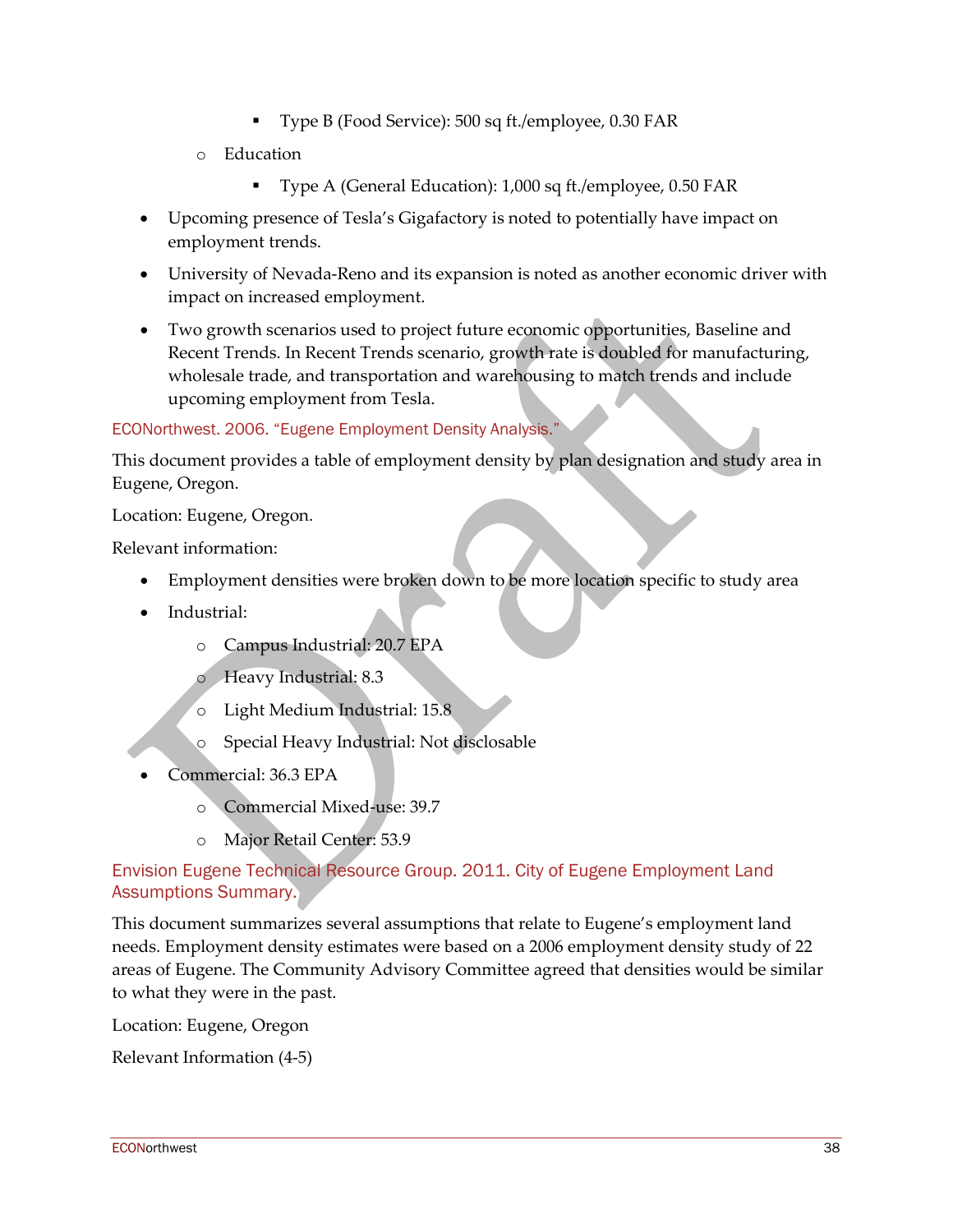- Type B (Food Service): 500 sq ft./employee, 0.30 FAR
    - Education
        - Type A (General Education): 1,000 sq ft./employee, 0.50 FAR
- Upcoming presence of Tesla's Gigafactory is noted to potentially have impact on employment trends.
- University of Nevada-Reno and its expansion is noted as another economic driver with impact on increased employment.
- Two growth scenarios used to project future economic opportunities, Baseline and Recent Trends. In Recent Trends scenario, growth rate is doubled for manufacturing, wholesale trade, and transportation and warehousing to match trends and include upcoming employment from Tesla.

### ECONorthwest. 2006. "Eugene Employment Density Analysis."

This document provides a table of employment density by plan designation and study area in Eugene, Oregon.

Location: Eugene, Oregon.

Relevant information:

- Employment densities were broken down to be more location specific to study area
- Industrial:
    - Campus Industrial: 20.7 EPA
    - Heavy Industrial: 8.3
    - Light Medium Industrial: 15.8
    - Special Heavy Industrial: Not disclosable
- Commercial: 36.3 EPA
    - Commercial Mixed-use: 39.7
    - Major Retail Center: 53.9

### Envision Eugene Technical Resource Group. 2011. City of Eugene Employment Land Assumptions Summary.

This document summarizes several assumptions that relate to Eugene's employment land needs. Employment density estimates were based on a 2006 employment density study of 22 areas of Eugene. The Community Advisory Committee agreed that densities would be similar to what they were in the past.

Location: Eugene, Oregon

Relevant Information (4-5)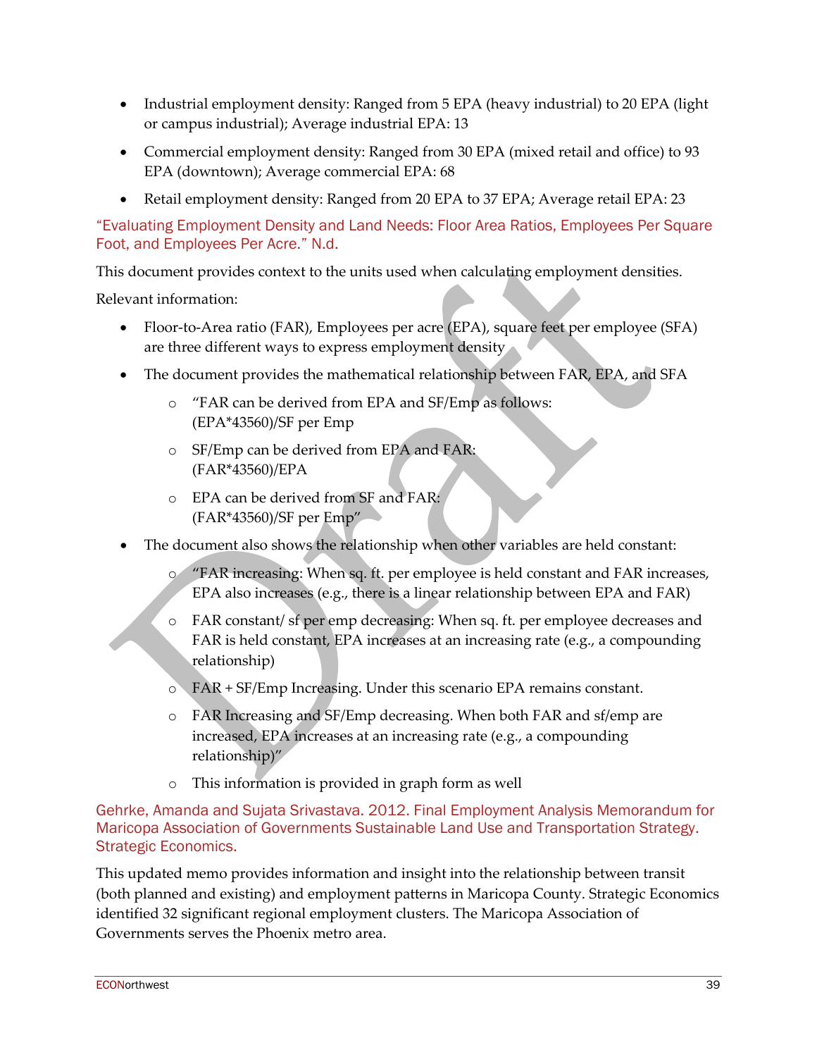- Industrial employment density: Ranged from 5 EPA (heavy industrial) to 20 EPA (light or campus industrial); Average industrial EPA: 13
- Commercial employment density: Ranged from 30 EPA (mixed retail and office) to 93 EPA (downtown); Average commercial EPA: 68
- Retail employment density: Ranged from 20 EPA to 37 EPA; Average retail EPA: 23

"Evaluating Employment Density and Land Needs: Floor Area Ratios, Employees Per Square Foot, and Employees Per Acre." N.d.

This document provides context to the units used when calculating employment densities.

Relevant information:

- Floor-to-Area ratio (FAR), Employees per acre (EPA), square feet per employee (SFA) are three different ways to express employment density
- The document provides the mathematical relationship between FAR, EPA, and SFA
  - "FAR can be derived from EPA and SF/Emp as follows: (EPA*43560)/SF per Emp
  - SF/Emp can be derived from EPA and FAR: (FAR*43560)/EPA
  - EPA can be derived from SF and FAR: (FAR*43560)/SF per Emp"
- The document also shows the relationship when other variables are held constant:
  - "FAR increasing: When sq. ft. per employee is held constant and FAR increases, EPA also increases (e.g., there is a linear relationship between EPA and FAR)
  - FAR constant/ sf per emp decreasing: When sq. ft. per employee decreases and FAR is held constant, EPA increases at an increasing rate (e.g., a compounding relationship)
  - FAR + SF/Emp Increasing. Under this scenario EPA remains constant.
  - FAR Increasing and SF/Emp decreasing. When both FAR and sf/emp are increased, EPA increases at an increasing rate (e.g., a compounding relationship)"
  - This information is provided in graph form as well

Gehrke, Amanda and Sujata Srivastava. 2012. Final Employment Analysis Memorandum for Maricopa Association of Governments Sustainable Land Use and Transportation Strategy. Strategic Economics.

This updated memo provides information and insight into the relationship between transit (both planned and existing) and employment patterns in Maricopa County. Strategic Economics identified 32 significant regional employment clusters. The Maricopa Association of Governments serves the Phoenix metro area.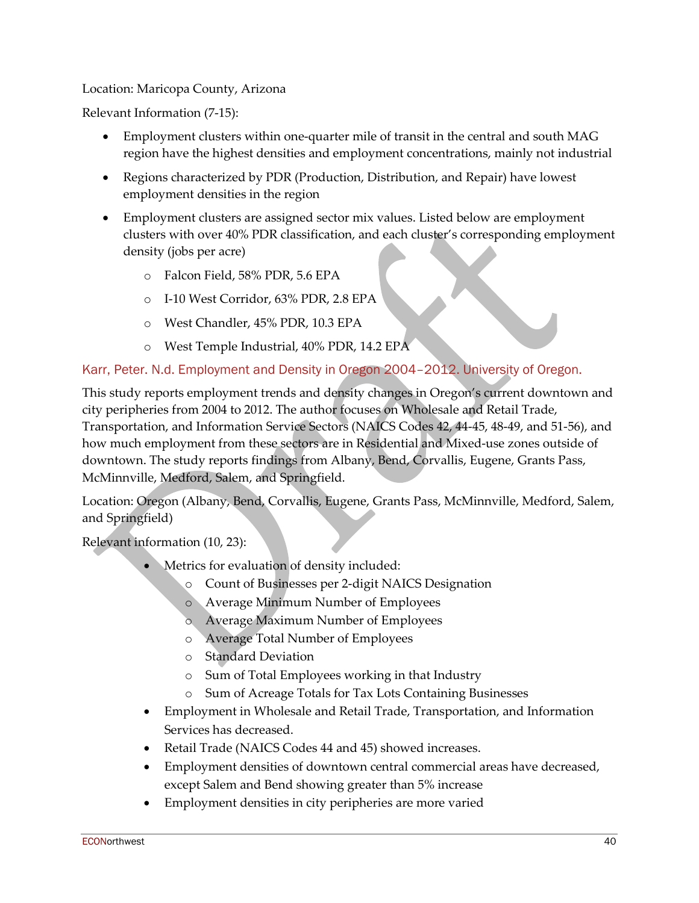Location: Maricopa County, Arizona

Relevant Information (7-15):

- Employment clusters within one-quarter mile of transit in the central and south MAG region have the highest densities and employment concentrations, mainly not industrial
- Regions characterized by PDR (Production, Distribution, and Repair) have lowest employment densities in the region
- Employment clusters are assigned sector mix values. Listed below are employment clusters with over 40% PDR classification, and each cluster's corresponding employment density (jobs per acre)
  - Falcon Field, 58% PDR, 5.6 EPA
  - I-10 West Corridor, 63% PDR, 2.8 EPA
  - West Chandler, 45% PDR, 10.3 EPA
  - West Temple Industrial, 40% PDR, 14.2 EPA

### Karr, Peter. N.d. Employment and Density in Oregon 2004–2012. University of Oregon.

This study reports employment trends and density changes in Oregon's current downtown and city peripheries from 2004 to 2012. The author focuses on Wholesale and Retail Trade, Transportation, and Information Service Sectors (NAICS Codes 42, 44-45, 48-49, and 51-56), and how much employment from these sectors are in Residential and Mixed-use zones outside of downtown. The study reports findings from Albany, Bend, Corvallis, Eugene, Grants Pass, McMinnville, Medford, Salem, and Springfield.

Location: Oregon (Albany, Bend, Corvallis, Eugene, Grants Pass, McMinnville, Medford, Salem, and Springfield)

Relevant information (10, 23):

- Metrics for evaluation of density included:
  - Count of Businesses per 2-digit NAICS Designation
  - Average Minimum Number of Employees
  - Average Maximum Number of Employees
  - Average Total Number of Employees
  - Standard Deviation
  - Sum of Total Employees working in that Industry
  - Sum of Acreage Totals for Tax Lots Containing Businesses
- Employment in Wholesale and Retail Trade, Transportation, and Information Services has decreased.
- Retail Trade (NAICS Codes 44 and 45) showed increases.
- Employment densities of downtown central commercial areas have decreased, except Salem and Bend showing greater than 5% increase
- Employment densities in city peripheries are more varied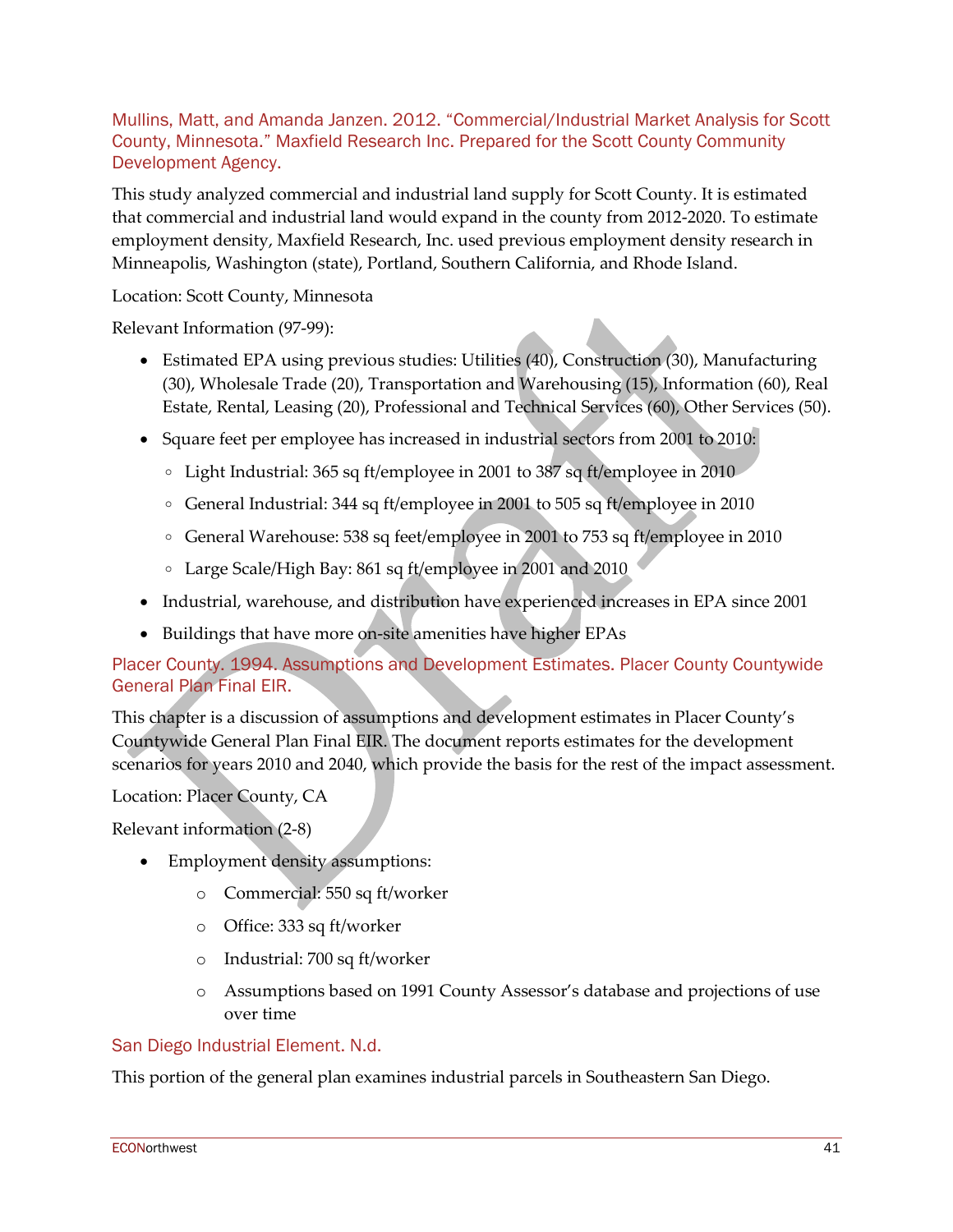### Mullins, Matt, and Amanda Janzen. 2012. “Commercial/Industrial Market Analysis for Scott County, Minnesota.” Maxfield Research Inc. Prepared for the Scott County Community Development Agency.

This study analyzed commercial and industrial land supply for Scott County. It is estimated that commercial and industrial land would expand in the county from 2012-2020. To estimate employment density, Maxfield Research, Inc. used previous employment density research in Minneapolis, Washington (state), Portland, Southern California, and Rhode Island.

Location: Scott County, Minnesota

Relevant Information (97-99):

- Estimated EPA using previous studies: Utilities (40), Construction (30), Manufacturing (30), Wholesale Trade (20), Transportation and Warehousing (15), Information (60), Real Estate, Rental, Leasing (20), Professional and Technical Services (60), Other Services (50).
- Square feet per employee has increased in industrial sectors from 2001 to 2010:
  - Light Industrial: 365 sq ft/employee in 2001 to 387 sq ft/employee in 2010
  - General Industrial: 344 sq ft/employee in 2001 to 505 sq ft/employee in 2010
  - General Warehouse: 538 sq feet/employee in 2001 to 753 sq ft/employee in 2010
  - Large Scale/High Bay: 861 sq ft/employee in 2001 and 2010
- Industrial, warehouse, and distribution have experienced increases in EPA since 2001
- Buildings that have more on-site amenities have higher EPAs

### Placer County. 1994. Assumptions and Development Estimates. Placer County Countywide General Plan Final EIR.

This chapter is a discussion of assumptions and development estimates in Placer County’s Countywide General Plan Final EIR. The document reports estimates for the development scenarios for years 2010 and 2040, which provide the basis for the rest of the impact assessment.

Location: Placer County, CA

Relevant information (2-8)

- Employment density assumptions:
  - Commercial: 550 sq ft/worker
  - Office: 333 sq ft/worker
  - Industrial: 700 sq ft/worker
  - Assumptions based on 1991 County Assessor’s database and projections of use over time

### San Diego Industrial Element. N.d.

This portion of the general plan examines industrial parcels in Southeastern San Diego.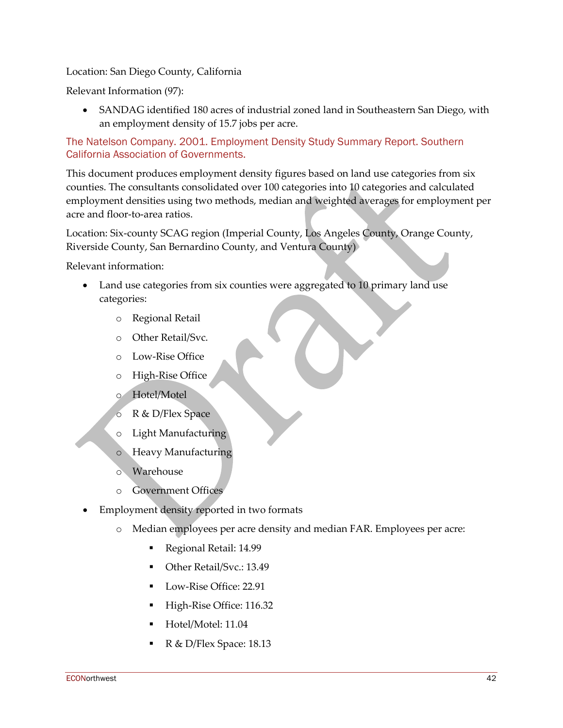Location: San Diego County, California

Relevant Information (97):

- SANDAG identified 180 acres of industrial zoned land in Southeastern San Diego, with an employment density of 15.7 jobs per acre.

The Natelson Company. 2001. Employment Density Study Summary Report. Southern California Association of Governments.

This document produces employment density figures based on land use categories from six counties. The consultants consolidated over 100 categories into 10 categories and calculated employment densities using two methods, median and weighted averages for employment per acre and floor-to-area ratios.

Location: Six-county SCAG region (Imperial County, Los Angeles County, Orange County, Riverside County, San Bernardino County, and Ventura County)

Relevant information:

- Land use categories from six counties were aggregated to 10 primary land use categories:
  - Regional Retail
  - Other Retail/Svc.
  - Low-Rise Office
  - High-Rise Office
  - Hotel/Motel
  - R & D/Flex Space
  - Light Manufacturing
  - Heavy Manufacturing
  - Warehouse
  - Government Offices
- Employment density reported in two formats
  - Median employees per acre density and median FAR. Employees per acre:
    - Regional Retail: 14.99
    - Other Retail/Svc.: 13.49
    - Low-Rise Office: 22.91
    - High-Rise Office: 116.32
    - Hotel/Motel: 11.04
    - R & D/Flex Space: 18.13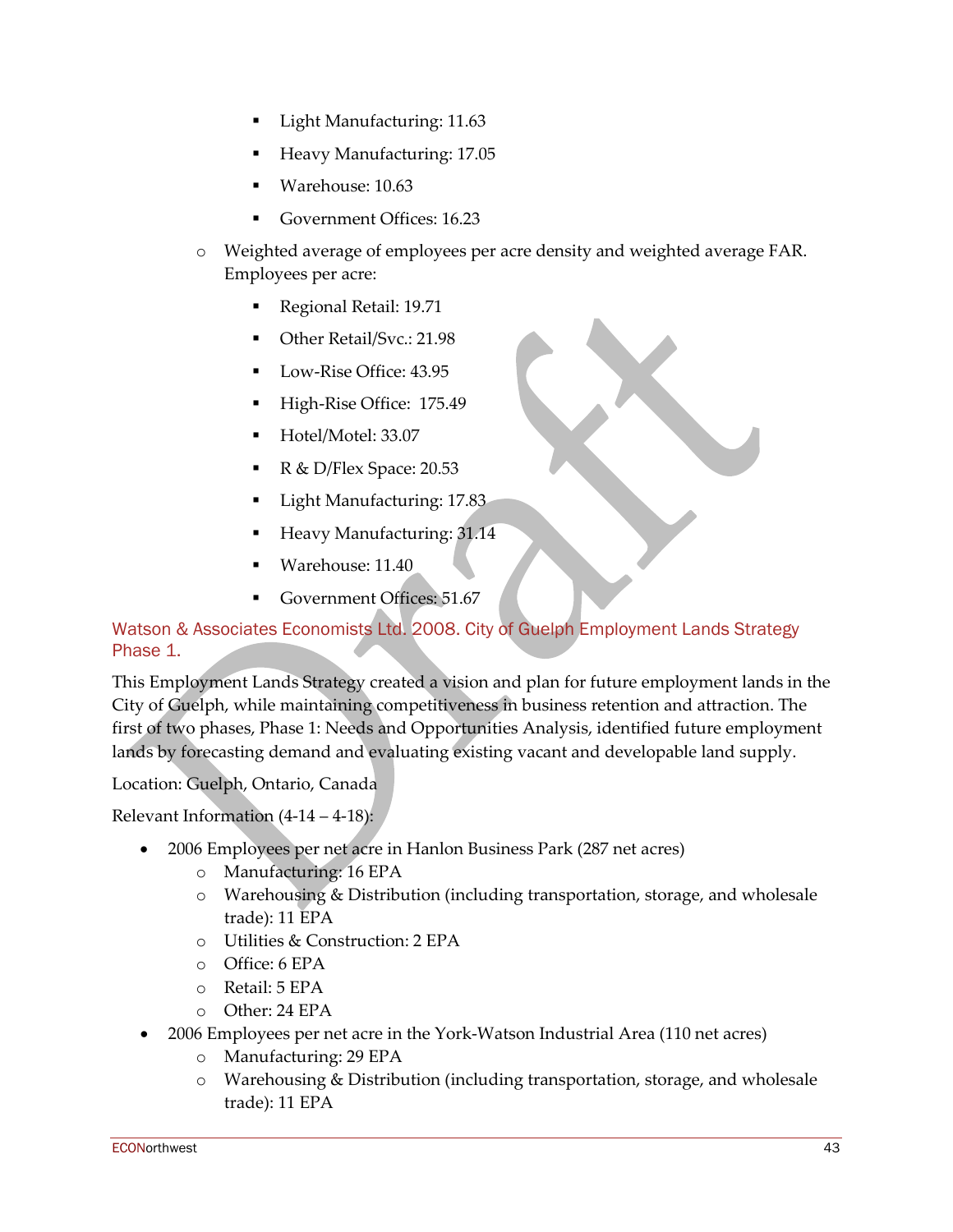- Light Manufacturing: 11.63
    - Heavy Manufacturing: 17.05
    - Warehouse: 10.63
    - Government Offices: 16.23
  - Weighted average of employees per acre density and weighted average FAR. Employees per acre:
    - Regional Retail: 19.71
    - Other Retail/Svc.: 21.98
    - Low-Rise Office: 43.95
    - High-Rise Office: 175.49
    - Hotel/Motel: 33.07
    - R & D/Flex Space: 20.53
    - Light Manufacturing: 17.83
    - Heavy Manufacturing: 31.14
    - Warehouse: 11.40
    - Government Offices: 51.67

### Watson & Associates Economists Ltd. 2008. City of Guelph Employment Lands Strategy Phase 1.

This Employment Lands Strategy created a vision and plan for future employment lands in the City of Guelph, while maintaining competitiveness in business retention and attraction. The first of two phases, Phase 1: Needs and Opportunities Analysis, identified future employment lands by forecasting demand and evaluating existing vacant and developable land supply.

Location: Guelph, Ontario, Canada

Relevant Information (4-14 – 4-18):

- 2006 Employees per net acre in Hanlon Business Park (287 net acres)
  - Manufacturing: 16 EPA
  - Warehousing & Distribution (including transportation, storage, and wholesale trade): 11 EPA
  - Utilities & Construction: 2 EPA
  - Office: 6 EPA
  - Retail: 5 EPA
  - Other: 24 EPA
- 2006 Employees per net acre in the York-Watson Industrial Area (110 net acres)
  - Manufacturing: 29 EPA
  - Warehousing & Distribution (including transportation, storage, and wholesale trade): 11 EPA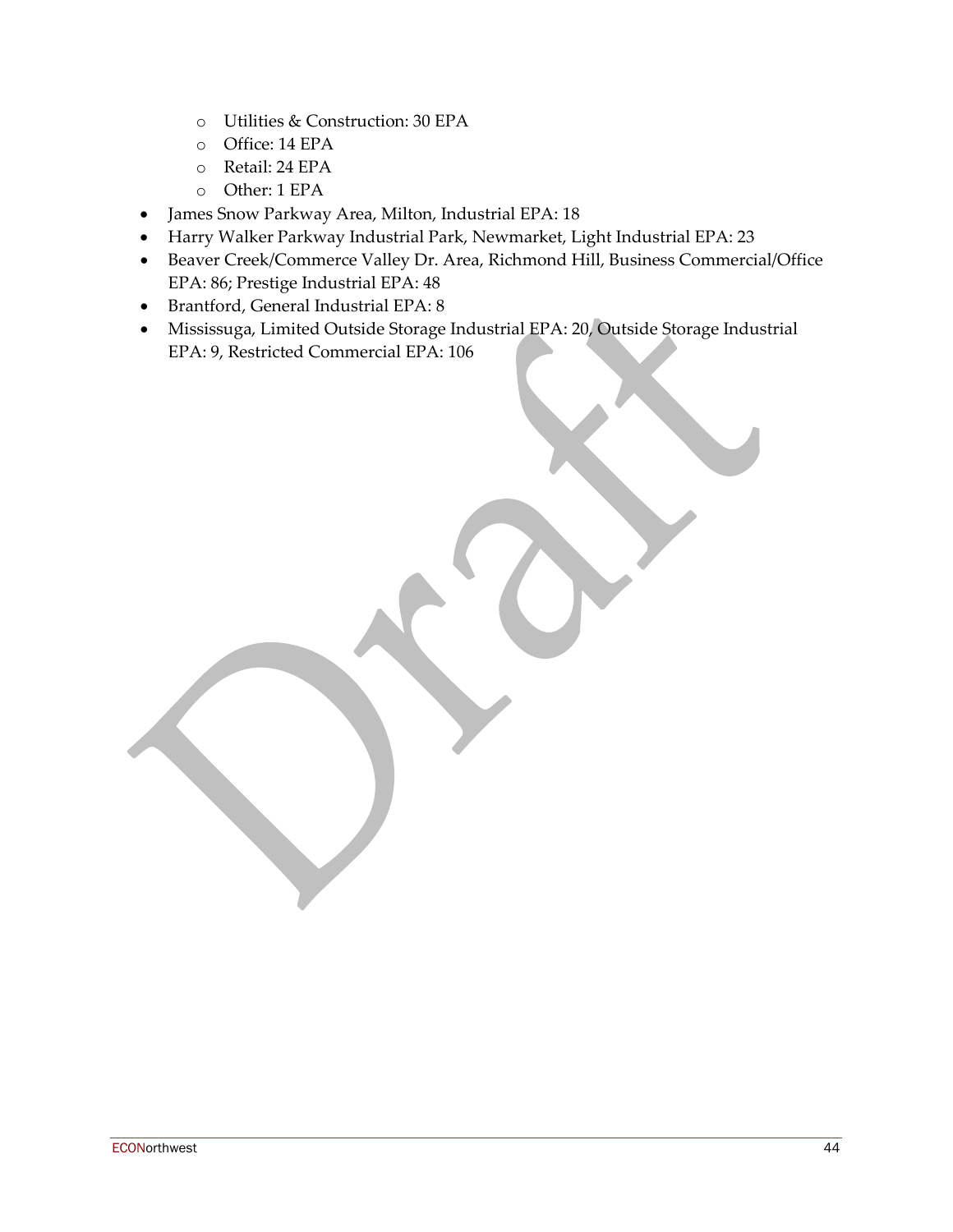- Utilities & Construction: 30 EPA
  - Office: 14 EPA
  - Retail: 24 EPA
  - Other: 1 EPA
- James Snow Parkway Area, Milton, Industrial EPA: 18
- Harry Walker Parkway Industrial Park, Newmarket, Light Industrial EPA: 23
- Beaver Creek/Commerce Valley Dr. Area, Richmond Hill, Business Commercial/Office EPA: 86; Prestige Industrial EPA: 48
- Brantford, General Industrial EPA: 8
- Mississuga, Limited Outside Storage Industrial EPA: 20, Outside Storage Industrial EPA: 9, Restricted Commercial EPA: 106